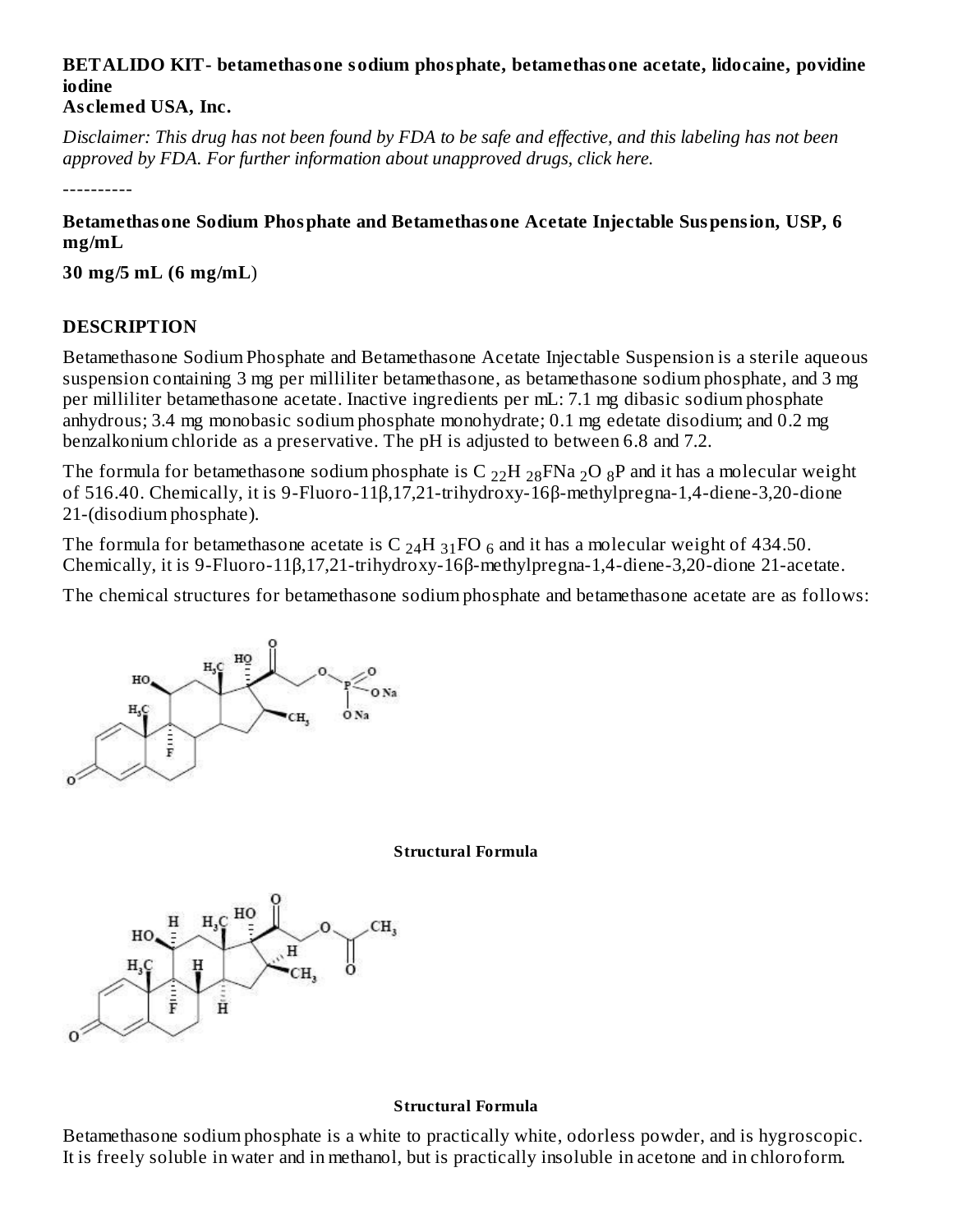**BETALIDO KIT- betamethasone sodium phosphate, betamethasone acetate, lidocaine, povidine iodine**
**Asclemed USA, Inc.**

*Disclaimer: This drug has not been found by FDA to be safe and effective, and this labeling has not been approved by FDA. For further information about unapproved drugs, click here.*

----------

**Betamethasone Sodium Phosphate and Betamethasone Acetate Injectable Suspension, USP, 6 mg/mL**

**30 mg/5 mL (6 mg/mL)**

## DESCRIPTION

Betamethasone Sodium Phosphate and Betamethasone Acetate Injectable Suspension is a sterile aqueous suspension containing 3 mg per milliliter betamethasone, as betamethasone sodium phosphate, and 3 mg per milliliter betamethasone acetate. Inactive ingredients per mL: 7.1 mg dibasic sodium phosphate anhydrous; 3.4 mg monobasic sodium phosphate monohydrate; 0.1 mg edetate disodium; and 0.2 mg benzalkonium chloride as a preservative. The pH is adjusted to between 6.8 and 7.2.

The formula for betamethasone sodium phosphate is $C_{22}H_{28}FNa_2O_8P$ and it has a molecular weight of 516.40. Chemically, it is 9-Fluoro-11β,17,21-trihydroxy-16β-methylpregna-1,4-diene-3,20-dione 21-(disodium phosphate).

The formula for betamethasone acetate is $C_{24}H_{31}FO_6$ and it has a molecular weight of 434.50. Chemically, it is 9-Fluoro-11β,17,21-trihydroxy-16β-methylpregna-1,4-diene-3,20-dione 21-acetate.

The chemical structures for betamethasone sodium phosphate and betamethasone acetate are as follows:

**Structural Formula**

**Structural Formula**

Betamethasone sodium phosphate is a white to practically white, odorless powder, and is hygroscopic. It is freely soluble in water and in methanol, but is practically insoluble in acetone and in chloroform.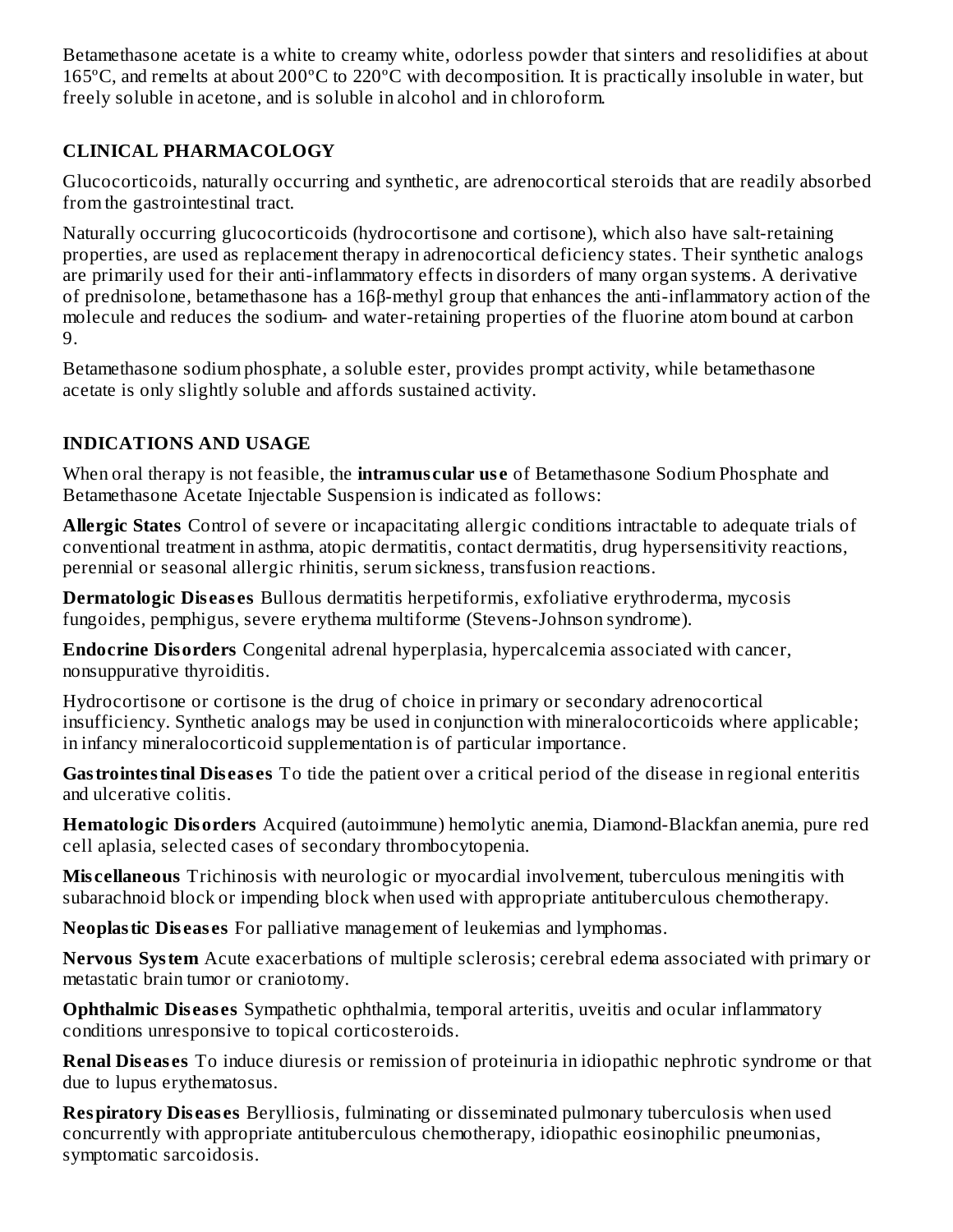Betamethasone acetate is a white to creamy white, odorless powder that sinters and resolidifies at about 165ºC, and remelts at about 200ºC to 220ºC with decomposition. It is practically insoluble in water, but freely soluble in acetone, and is soluble in alcohol and in chloroform.

## CLINICAL PHARMACOLOGY

Glucocorticoids, naturally occurring and synthetic, are adrenocortical steroids that are readily absorbed from the gastrointestinal tract.

Naturally occurring glucocorticoids (hydrocortisone and cortisone), which also have salt-retaining properties, are used as replacement therapy in adrenocortical deficiency states. Their synthetic analogs are primarily used for their anti-inflammatory effects in disorders of many organ systems. A derivative of prednisolone, betamethasone has a 16β-methyl group that enhances the anti-inflammatory action of the molecule and reduces the sodium- and water-retaining properties of the fluorine atom bound at carbon 9.

Betamethasone sodium phosphate, a soluble ester, provides prompt activity, while betamethasone acetate is only slightly soluble and affords sustained activity.

## INDICATIONS AND USAGE

When oral therapy is not feasible, the **intramuscular use** of Betamethasone Sodium Phosphate and Betamethasone Acetate Injectable Suspension is indicated as follows:

**Allergic States** Control of severe or incapacitating allergic conditions intractable to adequate trials of conventional treatment in asthma, atopic dermatitis, contact dermatitis, drug hypersensitivity reactions, perennial or seasonal allergic rhinitis, serum sickness, transfusion reactions.

**Dermatologic Diseases** Bullous dermatitis herpetiformis, exfoliative erythroderma, mycosis fungoides, pemphigus, severe erythema multiforme (Stevens-Johnson syndrome).

**Endocrine Disorders** Congenital adrenal hyperplasia, hypercalcemia associated with cancer, nonsuppurative thyroiditis.

Hydrocortisone or cortisone is the drug of choice in primary or secondary adrenocortical insufficiency. Synthetic analogs may be used in conjunction with mineralocorticoids where applicable; in infancy mineralocorticoid supplementation is of particular importance.

**Gastrointestinal Diseases** To tide the patient over a critical period of the disease in regional enteritis and ulcerative colitis.

**Hematologic Disorders** Acquired (autoimmune) hemolytic anemia, Diamond-Blackfan anemia, pure red cell aplasia, selected cases of secondary thrombocytopenia.

**Miscellaneous** Trichinosis with neurologic or myocardial involvement, tuberculous meningitis with subarachnoid block or impending block when used with appropriate antituberculous chemotherapy.

**Neoplastic Diseases** For palliative management of leukemias and lymphomas.

**Nervous System** Acute exacerbations of multiple sclerosis; cerebral edema associated with primary or metastatic brain tumor or craniotomy.

**Ophthalmic Diseases** Sympathetic ophthalmia, temporal arteritis, uveitis and ocular inflammatory conditions unresponsive to topical corticosteroids.

**Renal Diseases** To induce diuresis or remission of proteinuria in idiopathic nephrotic syndrome or that due to lupus erythematosus.

**Respiratory Diseases** Berylliosis, fulminating or disseminated pulmonary tuberculosis when used concurrently with appropriate antituberculous chemotherapy, idiopathic eosinophilic pneumonias, symptomatic sarcoidosis.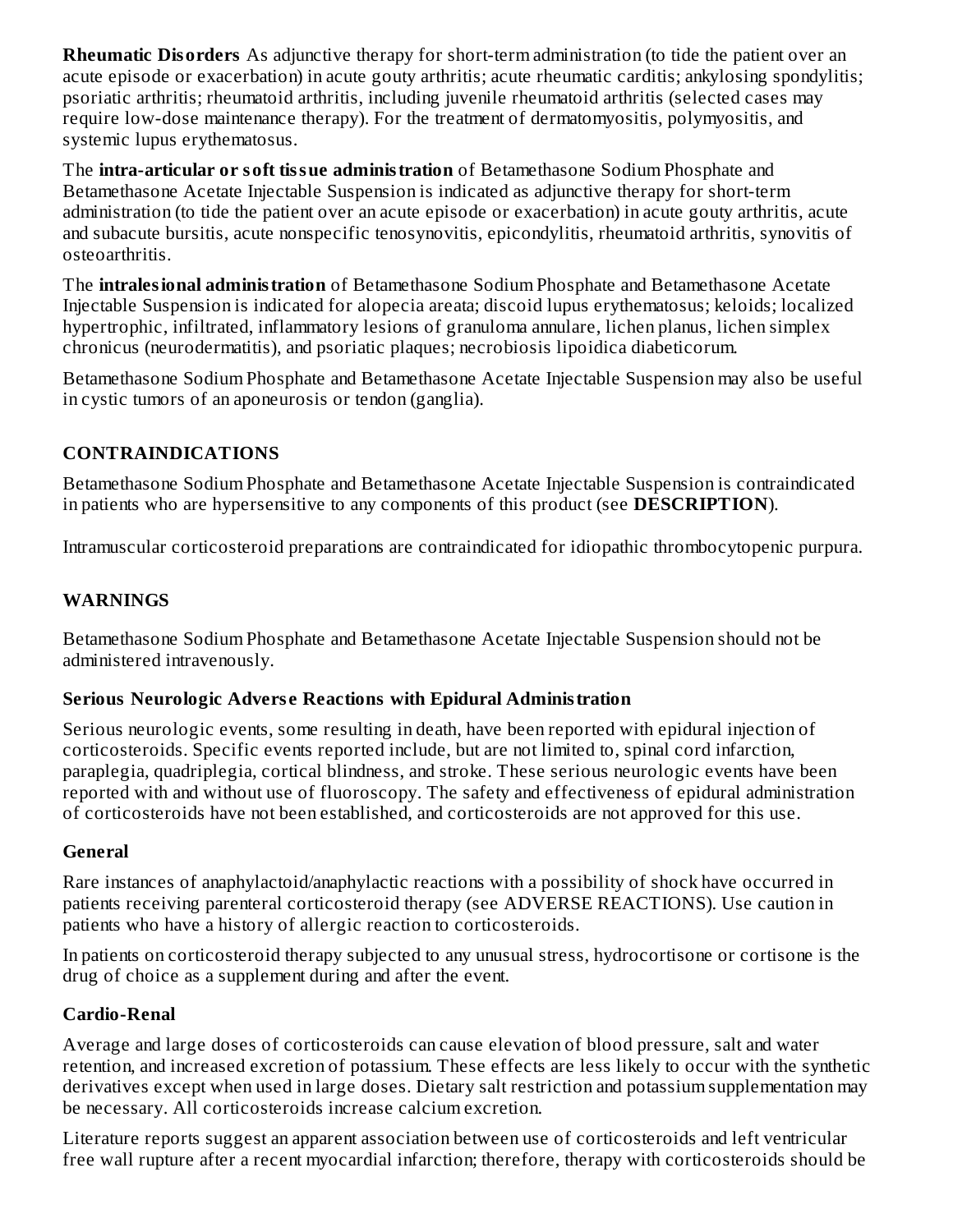**Rheumatic Disorders** As adjunctive therapy for short-term administration (to tide the patient over an acute episode or exacerbation) in acute gouty arthritis; acute rheumatic carditis; ankylosing spondylitis; psoriatic arthritis; rheumatoid arthritis, including juvenile rheumatoid arthritis (selected cases may require low-dose maintenance therapy). For the treatment of dermatomyositis, polymyositis, and systemic lupus erythematosus.

The **intra-articular or soft tissue administration** of Betamethasone Sodium Phosphate and Betamethasone Acetate Injectable Suspension is indicated as adjunctive therapy for short-term administration (to tide the patient over an acute episode or exacerbation) in acute gouty arthritis, acute and subacute bursitis, acute nonspecific tenosynovitis, epicondylitis, rheumatoid arthritis, synovitis of osteoarthritis.

The **intralesional administration** of Betamethasone Sodium Phosphate and Betamethasone Acetate Injectable Suspension is indicated for alopecia areata; discoid lupus erythematosus; keloids; localized hypertrophic, infiltrated, inflammatory lesions of granuloma annulare, lichen planus, lichen simplex chronicus (neurodermatitis), and psoriatic plaques; necrobiosis lipoidica diabeticorum.

Betamethasone Sodium Phosphate and Betamethasone Acetate Injectable Suspension may also be useful in cystic tumors of an aponeurosis or tendon (ganglia).

## CONTRAINDICATIONS

Betamethasone Sodium Phosphate and Betamethasone Acetate Injectable Suspension is contraindicated in patients who are hypersensitive to any components of this product (see **DESCRIPTION**).

Intramuscular corticosteroid preparations are contraindicated for idiopathic thrombocytopenic purpura.

## WARNINGS

Betamethasone Sodium Phosphate and Betamethasone Acetate Injectable Suspension should not be administered intravenously.

### Serious Neurologic Adverse Reactions with Epidural Administration

Serious neurologic events, some resulting in death, have been reported with epidural injection of corticosteroids. Specific events reported include, but are not limited to, spinal cord infarction, paraplegia, quadriplegia, cortical blindness, and stroke. These serious neurologic events have been reported with and without use of fluoroscopy. The safety and effectiveness of epidural administration of corticosteroids have not been established, and corticosteroids are not approved for this use.

### General

Rare instances of anaphylactoid/anaphylactic reactions with a possibility of shock have occurred in patients receiving parenteral corticosteroid therapy (see ADVERSE REACTIONS). Use caution in patients who have a history of allergic reaction to corticosteroids.

In patients on corticosteroid therapy subjected to any unusual stress, hydrocortisone or cortisone is the drug of choice as a supplement during and after the event.

### Cardio-Renal

Average and large doses of corticosteroids can cause elevation of blood pressure, salt and water retention, and increased excretion of potassium. These effects are less likely to occur with the synthetic derivatives except when used in large doses. Dietary salt restriction and potassium supplementation may be necessary. All corticosteroids increase calcium excretion.

Literature reports suggest an apparent association between use of corticosteroids and left ventricular free wall rupture after a recent myocardial infarction; therefore, therapy with corticosteroids should be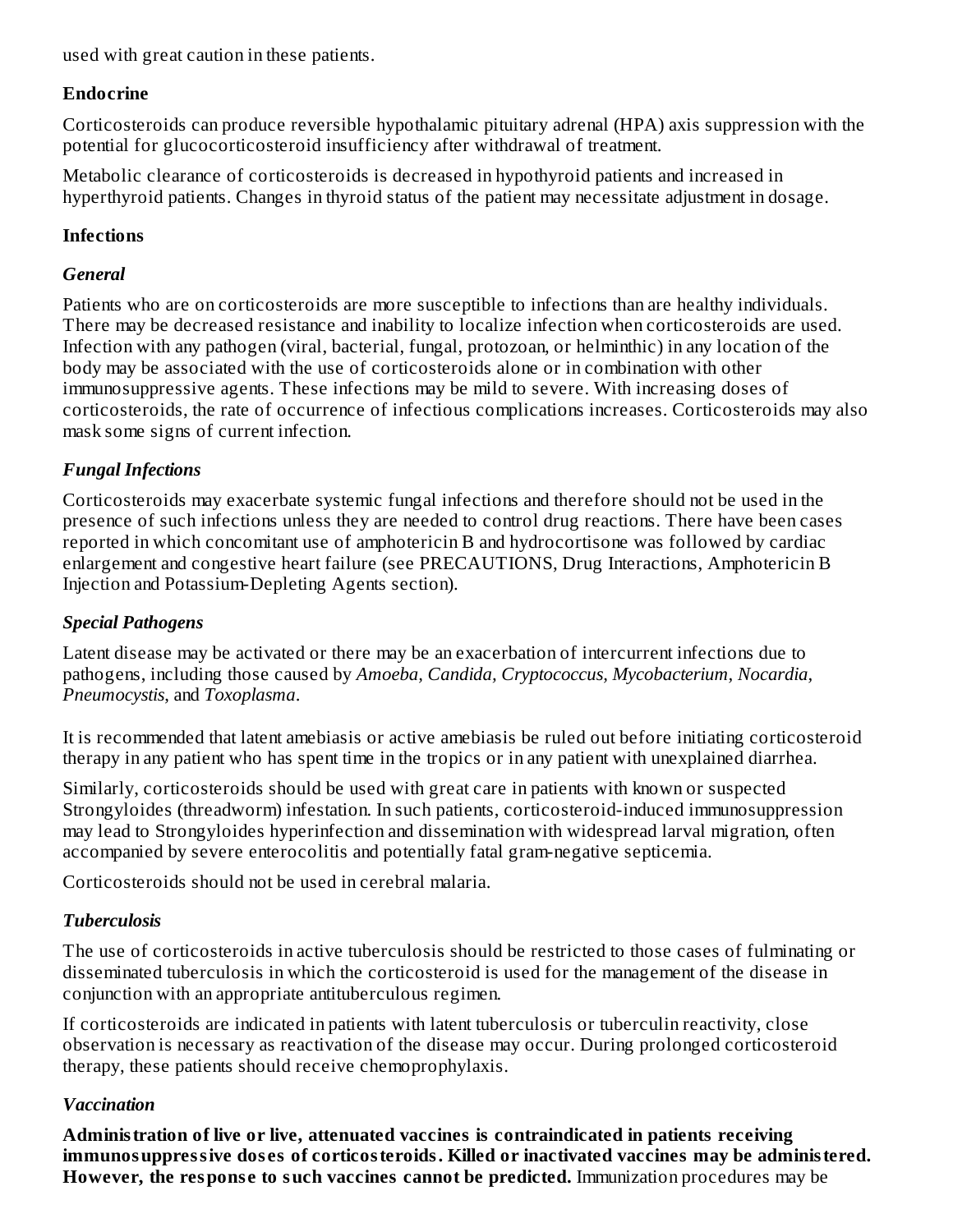used with great caution in these patients.

**Endocrine**

Corticosteroids can produce reversible hypothalamic pituitary adrenal (HPA) axis suppression with the potential for glucocorticosteroid insufficiency after withdrawal of treatment.

Metabolic clearance of corticosteroids is decreased in hypothyroid patients and increased in hyperthyroid patients. Changes in thyroid status of the patient may necessitate adjustment in dosage.

**Infections**

***General***

Patients who are on corticosteroids are more susceptible to infections than are healthy individuals. There may be decreased resistance and inability to localize infection when corticosteroids are used. Infection with any pathogen (viral, bacterial, fungal, protozoan, or helminthic) in any location of the body may be associated with the use of corticosteroids alone or in combination with other immunosuppressive agents. These infections may be mild to severe. With increasing doses of corticosteroids, the rate of occurrence of infectious complications increases. Corticosteroids may also mask some signs of current infection.

***Fungal Infections***

Corticosteroids may exacerbate systemic fungal infections and therefore should not be used in the presence of such infections unless they are needed to control drug reactions. There have been cases reported in which concomitant use of amphotericin B and hydrocortisone was followed by cardiac enlargement and congestive heart failure (see PRECAUTIONS, Drug Interactions, Amphotericin B Injection and Potassium-Depleting Agents section).

***Special Pathogens***

Latent disease may be activated or there may be an exacerbation of intercurrent infections due to pathogens, including those caused by *Amoeba, Candida, Cryptococcus, Mycobacterium, Nocardia, Pneumocystis,* and *Toxoplasma*.

It is recommended that latent amebiasis or active amebiasis be ruled out before initiating corticosteroid therapy in any patient who has spent time in the tropics or in any patient with unexplained diarrhea.

Similarly, corticosteroids should be used with great care in patients with known or suspected Strongyloides (threadworm) infestation. In such patients, corticosteroid-induced immunosuppression may lead to Strongyloides hyperinfection and dissemination with widespread larval migration, often accompanied by severe enterocolitis and potentially fatal gram-negative septicemia.

Corticosteroids should not be used in cerebral malaria.

***Tuberculosis***

The use of corticosteroids in active tuberculosis should be restricted to those cases of fulminating or disseminated tuberculosis in which the corticosteroid is used for the management of the disease in conjunction with an appropriate antituberculous regimen.

If corticosteroids are indicated in patients with latent tuberculosis or tuberculin reactivity, close observation is necessary as reactivation of the disease may occur. During prolonged corticosteroid therapy, these patients should receive chemoprophylaxis.

***Vaccination***

**Administration of live or live, attenuated vaccines is contraindicated in patients receiving immunosuppressive doses of corticosteroids. Killed or inactivated vaccines may be administered. However, the response to such vaccines cannot be predicted.** Immunization procedures may be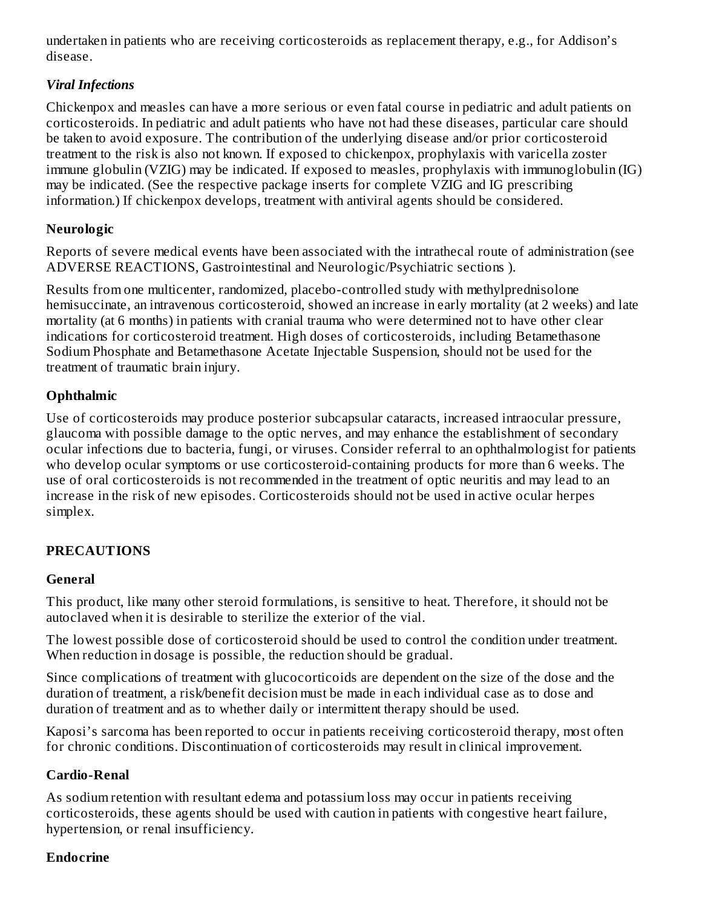undertaken in patients who are receiving corticosteroids as replacement therapy, e.g., for Addison's disease.

#### *Viral Infections*

Chickenpox and measles can have a more serious or even fatal course in pediatric and adult patients on corticosteroids. In pediatric and adult patients who have not had these diseases, particular care should be taken to avoid exposure. The contribution of the underlying disease and/or prior corticosteroid treatment to the risk is also not known. If exposed to chickenpox, prophylaxis with varicella zoster immune globulin (VZIG) may be indicated. If exposed to measles, prophylaxis with immunoglobulin (IG) may be indicated. (See the respective package inserts for complete VZIG and IG prescribing information.) If chickenpox develops, treatment with antiviral agents should be considered.

### Neurologic

Reports of severe medical events have been associated with the intrathecal route of administration (see ADVERSE REACTIONS, Gastrointestinal and Neurologic/Psychiatric sections ).

Results from one multicenter, randomized, placebo-controlled study with methylprednisolone hemisuccinate, an intravenous corticosteroid, showed an increase in early mortality (at 2 weeks) and late mortality (at 6 months) in patients with cranial trauma who were determined not to have other clear indications for corticosteroid treatment. High doses of corticosteroids, including Betamethasone Sodium Phosphate and Betamethasone Acetate Injectable Suspension, should not be used for the treatment of traumatic brain injury.

### Ophthalmic

Use of corticosteroids may produce posterior subcapsular cataracts, increased intraocular pressure, glaucoma with possible damage to the optic nerves, and may enhance the establishment of secondary ocular infections due to bacteria, fungi, or viruses. Consider referral to an ophthalmologist for patients who develop ocular symptoms or use corticosteroid-containing products for more than 6 weeks. The use of oral corticosteroids is not recommended in the treatment of optic neuritis and may lead to an increase in the risk of new episodes. Corticosteroids should not be used in active ocular herpes simplex.

## PRECAUTIONS

### General

This product, like many other steroid formulations, is sensitive to heat. Therefore, it should not be autoclaved when it is desirable to sterilize the exterior of the vial.

The lowest possible dose of corticosteroid should be used to control the condition under treatment. When reduction in dosage is possible, the reduction should be gradual.

Since complications of treatment with glucocorticoids are dependent on the size of the dose and the duration of treatment, a risk/benefit decision must be made in each individual case as to dose and duration of treatment and as to whether daily or intermittent therapy should be used.

Kaposi's sarcoma has been reported to occur in patients receiving corticosteroid therapy, most often for chronic conditions. Discontinuation of corticosteroids may result in clinical improvement.

### Cardio-Renal

As sodium retention with resultant edema and potassium loss may occur in patients receiving corticosteroids, these agents should be used with caution in patients with congestive heart failure, hypertension, or renal insufficiency.

### Endocrine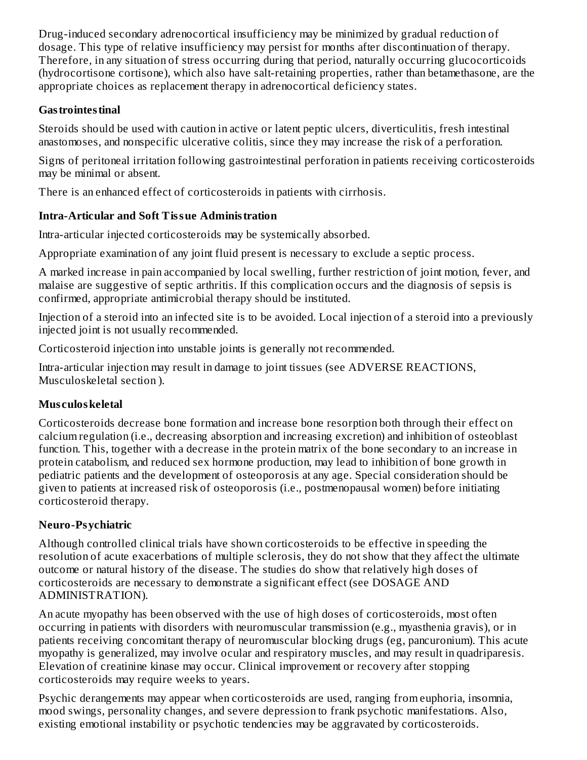Drug-induced secondary adrenocortical insufficiency may be minimized by gradual reduction of dosage. This type of relative insufficiency may persist for months after discontinuation of therapy. Therefore, in any situation of stress occurring during that period, naturally occurring glucocorticoids (hydrocortisone cortisone), which also have salt-retaining properties, rather than betamethasone, are the appropriate choices as replacement therapy in adrenocortical deficiency states.

**Gastrointestinal**

Steroids should be used with caution in active or latent peptic ulcers, diverticulitis, fresh intestinal anastomoses, and nonspecific ulcerative colitis, since they may increase the risk of a perforation.

Signs of peritoneal irritation following gastrointestinal perforation in patients receiving corticosteroids may be minimal or absent.

There is an enhanced effect of corticosteroids in patients with cirrhosis.

**Intra-Articular and Soft Tissue Administration**

Intra-articular injected corticosteroids may be systemically absorbed.

Appropriate examination of any joint fluid present is necessary to exclude a septic process.

A marked increase in pain accompanied by local swelling, further restriction of joint motion, fever, and malaise are suggestive of septic arthritis. If this complication occurs and the diagnosis of sepsis is confirmed, appropriate antimicrobial therapy should be instituted.

Injection of a steroid into an infected site is to be avoided. Local injection of a steroid into a previously injected joint is not usually recommended.

Corticosteroid injection into unstable joints is generally not recommended.

Intra-articular injection may result in damage to joint tissues (see ADVERSE REACTIONS, Musculoskeletal section ).

**Musculoskeletal**

Corticosteroids decrease bone formation and increase bone resorption both through their effect on calcium regulation (i.e., decreasing absorption and increasing excretion) and inhibition of osteoblast function. This, together with a decrease in the protein matrix of the bone secondary to an increase in protein catabolism, and reduced sex hormone production, may lead to inhibition of bone growth in pediatric patients and the development of osteoporosis at any age. Special consideration should be given to patients at increased risk of osteoporosis (i.e., postmenopausal women) before initiating corticosteroid therapy.

**Neuro-Psychiatric**

Although controlled clinical trials have shown corticosteroids to be effective in speeding the resolution of acute exacerbations of multiple sclerosis, they do not show that they affect the ultimate outcome or natural history of the disease. The studies do show that relatively high doses of corticosteroids are necessary to demonstrate a significant effect (see DOSAGE AND ADMINISTRATION).

An acute myopathy has been observed with the use of high doses of corticosteroids, most often occurring in patients with disorders with neuromuscular transmission (e.g., myasthenia gravis), or in patients receiving concomitant therapy of neuromuscular blocking drugs (eg, pancuronium). This acute myopathy is generalized, may involve ocular and respiratory muscles, and may result in quadriparesis. Elevation of creatinine kinase may occur. Clinical improvement or recovery after stopping corticosteroids may require weeks to years.

Psychic derangements may appear when corticosteroids are used, ranging from euphoria, insomnia, mood swings, personality changes, and severe depression to frank psychotic manifestations. Also, existing emotional instability or psychotic tendencies may be aggravated by corticosteroids.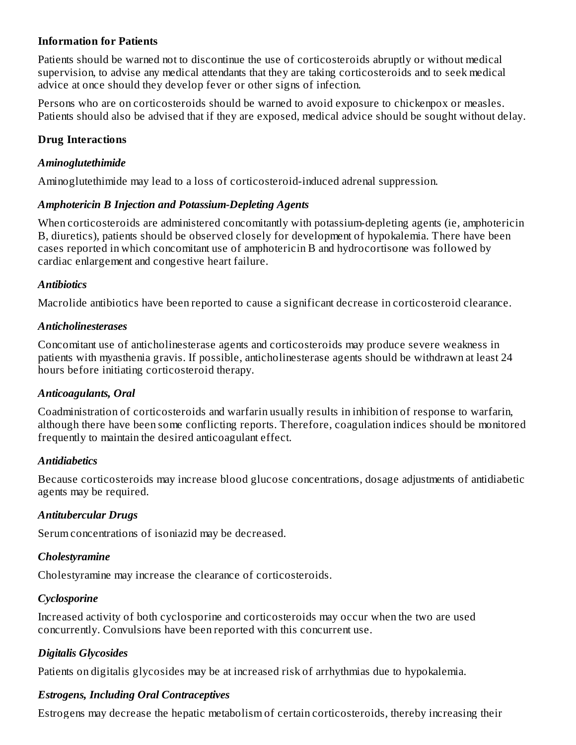**Information for Patients**

Patients should be warned not to discontinue the use of corticosteroids abruptly or without medical supervision, to advise any medical attendants that they are taking corticosteroids and to seek medical advice at once should they develop fever or other signs of infection.

Persons who are on corticosteroids should be warned to avoid exposure to chickenpox or measles. Patients should also be advised that if they are exposed, medical advice should be sought without delay.

**Drug Interactions**

***Aminoglutethimide***

Aminoglutethimide may lead to a loss of corticosteroid-induced adrenal suppression.

***Amphotericin B Injection and Potassium-Depleting Agents***

When corticosteroids are administered concomitantly with potassium-depleting agents (ie, amphotericin B, diuretics), patients should be observed closely for development of hypokalemia. There have been cases reported in which concomitant use of amphotericin B and hydrocortisone was followed by cardiac enlargement and congestive heart failure.

***Antibiotics***

Macrolide antibiotics have been reported to cause a significant decrease in corticosteroid clearance.

***Anticholinesterases***

Concomitant use of anticholinesterase agents and corticosteroids may produce severe weakness in patients with myasthenia gravis. If possible, anticholinesterase agents should be withdrawn at least 24 hours before initiating corticosteroid therapy.

***Anticoagulants, Oral***

Coadministration of corticosteroids and warfarin usually results in inhibition of response to warfarin, although there have been some conflicting reports. Therefore, coagulation indices should be monitored frequently to maintain the desired anticoagulant effect.

***Antidiabetics***

Because corticosteroids may increase blood glucose concentrations, dosage adjustments of antidiabetic agents may be required.

***Antitubercular Drugs***

Serum concentrations of isoniazid may be decreased.

***Cholestyramine***

Cholestyramine may increase the clearance of corticosteroids.

***Cyclosporine***

Increased activity of both cyclosporine and corticosteroids may occur when the two are used concurrently. Convulsions have been reported with this concurrent use.

***Digitalis Glycosides***

Patients on digitalis glycosides may be at increased risk of arrhythmias due to hypokalemia.

***Estrogens, Including Oral Contraceptives***

Estrogens may decrease the hepatic metabolism of certain corticosteroids, thereby increasing their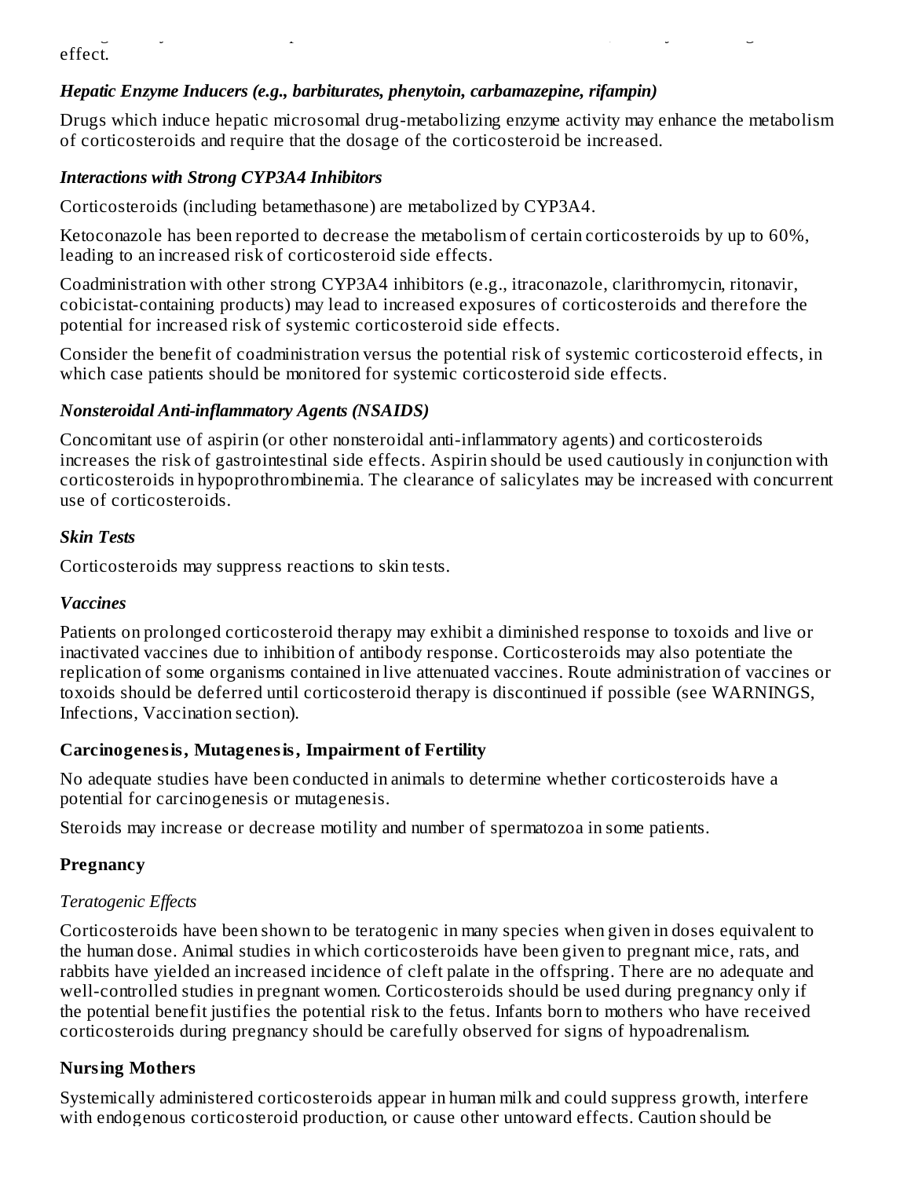effect.

*Hepatic Enzyme Inducers (e.g., barbiturates, phenytoin, carbamazepine, rifampin)*

Drugs which induce hepatic microsomal drug-metabolizing enzyme activity may enhance the metabolism of corticosteroids and require that the dosage of the corticosteroid be increased.

*Interactions with Strong CYP3A4 Inhibitors*

Corticosteroids (including betamethasone) are metabolized by CYP3A4.

Ketoconazole has been reported to decrease the metabolism of certain corticosteroids by up to 60%, leading to an increased risk of corticosteroid side effects.

Coadministration with other strong CYP3A4 inhibitors (e.g., itraconazole, clarithromycin, ritonavir, cobicistat-containing products) may lead to increased exposures of corticosteroids and therefore the potential for increased risk of systemic corticosteroid side effects.

Consider the benefit of coadministration versus the potential risk of systemic corticosteroid effects, in which case patients should be monitored for systemic corticosteroid side effects.

*Nonsteroidal Anti-inflammatory Agents (NSAIDS)*

Concomitant use of aspirin (or other nonsteroidal anti-inflammatory agents) and corticosteroids increases the risk of gastrointestinal side effects. Aspirin should be used cautiously in conjunction with corticosteroids in hypoprothrombinemia. The clearance of salicylates may be increased with concurrent use of corticosteroids.

*Skin Tests*

Corticosteroids may suppress reactions to skin tests.

*Vaccines*

Patients on prolonged corticosteroid therapy may exhibit a diminished response to toxoids and live or inactivated vaccines due to inhibition of antibody response. Corticosteroids may also potentiate the replication of some organisms contained in live attenuated vaccines. Route administration of vaccines or toxoids should be deferred until corticosteroid therapy is discontinued if possible (see WARNINGS, Infections, Vaccination section).

**Carcinogenesis, Mutagenesis, Impairment of Fertility**

No adequate studies have been conducted in animals to determine whether corticosteroids have a potential for carcinogenesis or mutagenesis.

Steroids may increase or decrease motility and number of spermatozoa in some patients.

**Pregnancy**

*Teratogenic Effects*

Corticosteroids have been shown to be teratogenic in many species when given in doses equivalent to the human dose. Animal studies in which corticosteroids have been given to pregnant mice, rats, and rabbits have yielded an increased incidence of cleft palate in the offspring. There are no adequate and well-controlled studies in pregnant women. Corticosteroids should be used during pregnancy only if the potential benefit justifies the potential risk to the fetus. Infants born to mothers who have received corticosteroids during pregnancy should be carefully observed for signs of hypoadrenalism.

**Nursing Mothers**

Systemically administered corticosteroids appear in human milk and could suppress growth, interfere with endogenous corticosteroid production, or cause other untoward effects. Caution should be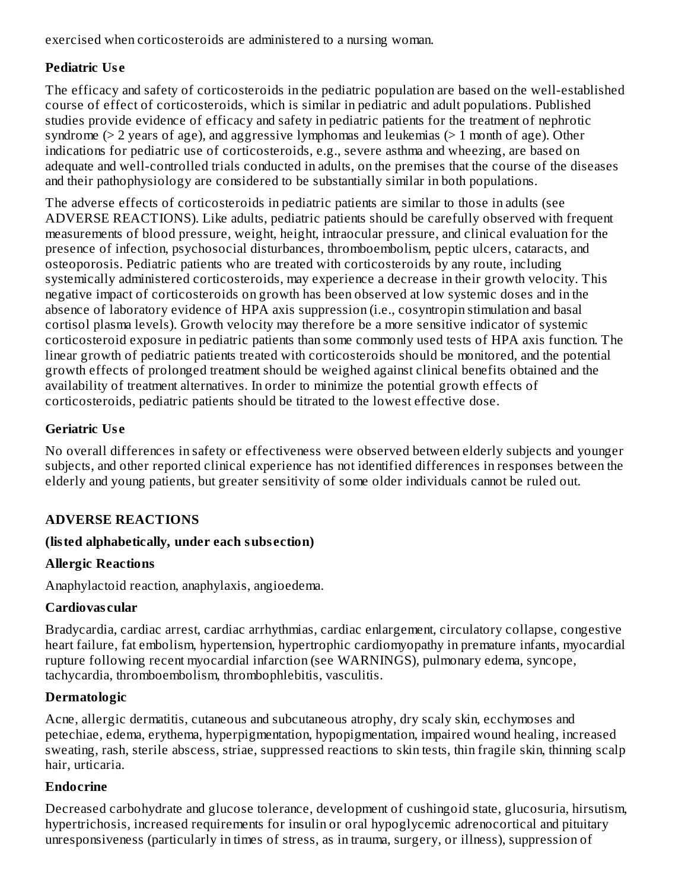exercised when corticosteroids are administered to a nursing woman.

**Pediatric Use**

The efficacy and safety of corticosteroids in the pediatric population are based on the well-established course of effect of corticosteroids, which is similar in pediatric and adult populations. Published studies provide evidence of efficacy and safety in pediatric patients for the treatment of nephrotic syndrome (> 2 years of age), and aggressive lymphomas and leukemias (> 1 month of age). Other indications for pediatric use of corticosteroids, e.g., severe asthma and wheezing, are based on adequate and well-controlled trials conducted in adults, on the premises that the course of the diseases and their pathophysiology are considered to be substantially similar in both populations.

The adverse effects of corticosteroids in pediatric patients are similar to those in adults (see ADVERSE REACTIONS). Like adults, pediatric patients should be carefully observed with frequent measurements of blood pressure, weight, height, intraocular pressure, and clinical evaluation for the presence of infection, psychosocial disturbances, thromboembolism, peptic ulcers, cataracts, and osteoporosis. Pediatric patients who are treated with corticosteroids by any route, including systemically administered corticosteroids, may experience a decrease in their growth velocity. This negative impact of corticosteroids on growth has been observed at low systemic doses and in the absence of laboratory evidence of HPA axis suppression (i.e., cosyntropin stimulation and basal cortisol plasma levels). Growth velocity may therefore be a more sensitive indicator of systemic corticosteroid exposure in pediatric patients than some commonly used tests of HPA axis function. The linear growth of pediatric patients treated with corticosteroids should be monitored, and the potential growth effects of prolonged treatment should be weighed against clinical benefits obtained and the availability of treatment alternatives. In order to minimize the potential growth effects of corticosteroids, pediatric patients should be titrated to the lowest effective dose.

**Geriatric Use**

No overall differences in safety or effectiveness were observed between elderly subjects and younger subjects, and other reported clinical experience has not identified differences in responses between the elderly and young patients, but greater sensitivity of some older individuals cannot be ruled out.

## ADVERSE REACTIONS

**(listed alphabetically, under each subsection)**

**Allergic Reactions**

Anaphylactoid reaction, anaphylaxis, angioedema.

**Cardiovascular**

Bradycardia, cardiac arrest, cardiac arrhythmias, cardiac enlargement, circulatory collapse, congestive heart failure, fat embolism, hypertension, hypertrophic cardiomyopathy in premature infants, myocardial rupture following recent myocardial infarction (see WARNINGS), pulmonary edema, syncope, tachycardia, thromboembolism, thrombophlebitis, vasculitis.

**Dermatologic**

Acne, allergic dermatitis, cutaneous and subcutaneous atrophy, dry scaly skin, ecchymoses and petechiae, edema, erythema, hyperpigmentation, hypopigmentation, impaired wound healing, increased sweating, rash, sterile abscess, striae, suppressed reactions to skin tests, thin fragile skin, thinning scalp hair, urticaria.

**Endocrine**

Decreased carbohydrate and glucose tolerance, development of cushingoid state, glucosuria, hirsutism, hypertrichosis, increased requirements for insulin or oral hypoglycemic adrenocortical and pituitary unresponsiveness (particularly in times of stress, as in trauma, surgery, or illness), suppression of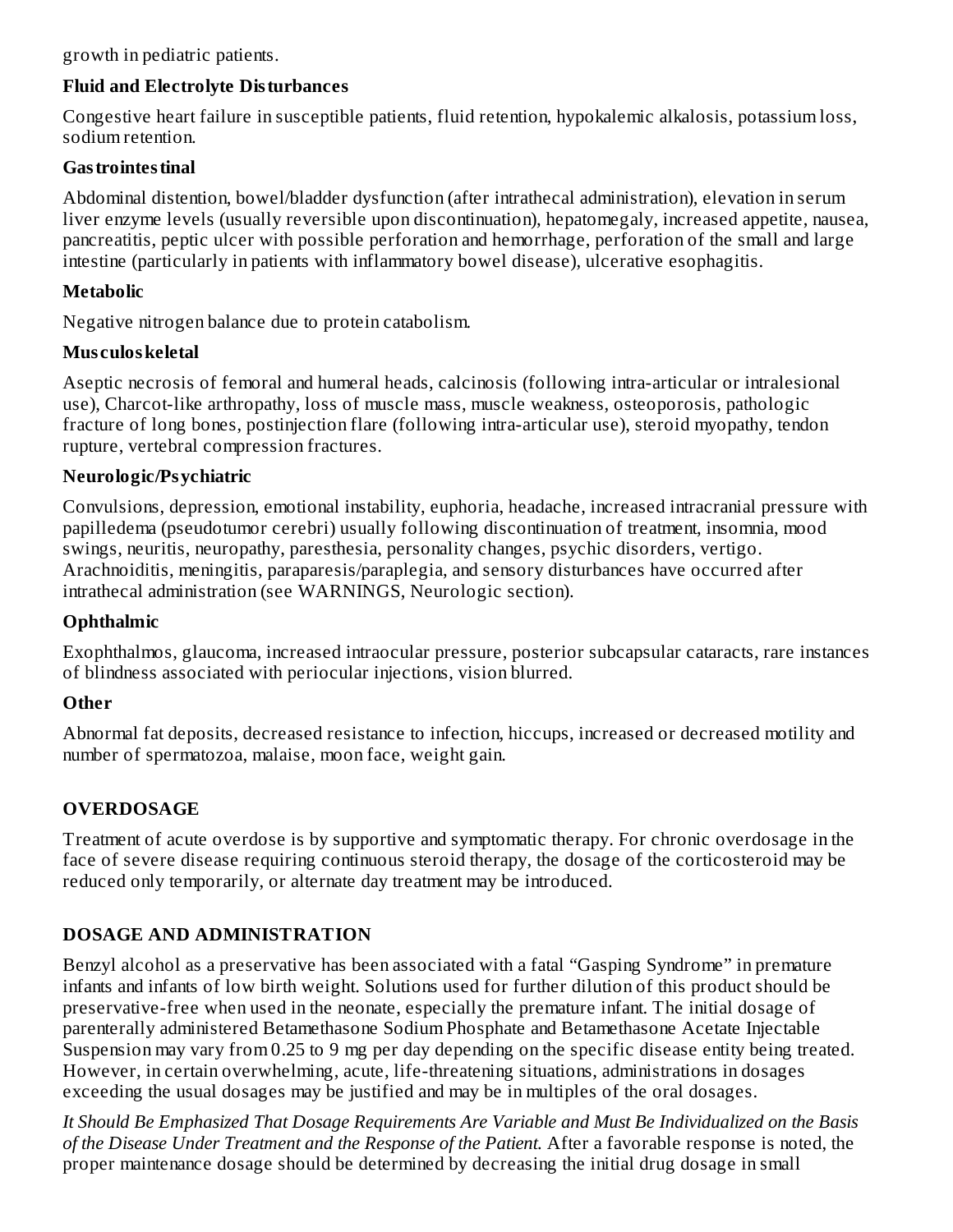growth in pediatric patients.

**Fluid and Electrolyte Disturbances**

Congestive heart failure in susceptible patients, fluid retention, hypokalemic alkalosis, potassium loss, sodium retention.

**Gastrointestinal**

Abdominal distention, bowel/bladder dysfunction (after intrathecal administration), elevation in serum liver enzyme levels (usually reversible upon discontinuation), hepatomegaly, increased appetite, nausea, pancreatitis, peptic ulcer with possible perforation and hemorrhage, perforation of the small and large intestine (particularly in patients with inflammatory bowel disease), ulcerative esophagitis.

**Metabolic**

Negative nitrogen balance due to protein catabolism.

**Musculoskeletal**

Aseptic necrosis of femoral and humeral heads, calcinosis (following intra-articular or intralesional use), Charcot-like arthropathy, loss of muscle mass, muscle weakness, osteoporosis, pathologic fracture of long bones, postinjection flare (following intra-articular use), steroid myopathy, tendon rupture, vertebral compression fractures.

**Neurologic/Psychiatric**

Convulsions, depression, emotional instability, euphoria, headache, increased intracranial pressure with papilledema (pseudotumor cerebri) usually following discontinuation of treatment, insomnia, mood swings, neuritis, neuropathy, paresthesia, personality changes, psychic disorders, vertigo. Arachnoiditis, meningitis, paraparesis/paraplegia, and sensory disturbances have occurred after intrathecal administration (see WARNINGS, Neurologic section).

**Ophthalmic**

Exophthalmos, glaucoma, increased intraocular pressure, posterior subcapsular cataracts, rare instances of blindness associated with periocular injections, vision blurred.

**Other**

Abnormal fat deposits, decreased resistance to infection, hiccups, increased or decreased motility and number of spermatozoa, malaise, moon face, weight gain.

## OVERDOSAGE

Treatment of acute overdose is by supportive and symptomatic therapy. For chronic overdosage in the face of severe disease requiring continuous steroid therapy, the dosage of the corticosteroid may be reduced only temporarily, or alternate day treatment may be introduced.

## DOSAGE AND ADMINISTRATION

Benzyl alcohol as a preservative has been associated with a fatal "Gasping Syndrome" in premature infants and infants of low birth weight. Solutions used for further dilution of this product should be preservative-free when used in the neonate, especially the premature infant. The initial dosage of parenterally administered Betamethasone Sodium Phosphate and Betamethasone Acetate Injectable Suspension may vary from 0.25 to 9 mg per day depending on the specific disease entity being treated. However, in certain overwhelming, acute, life-threatening situations, administrations in dosages exceeding the usual dosages may be justified and may be in multiples of the oral dosages.

*It Should Be Emphasized That Dosage Requirements Are Variable and Must Be Individualized on the Basis of the Disease Under Treatment and the Response of the Patient.* After a favorable response is noted, the proper maintenance dosage should be determined by decreasing the initial drug dosage in small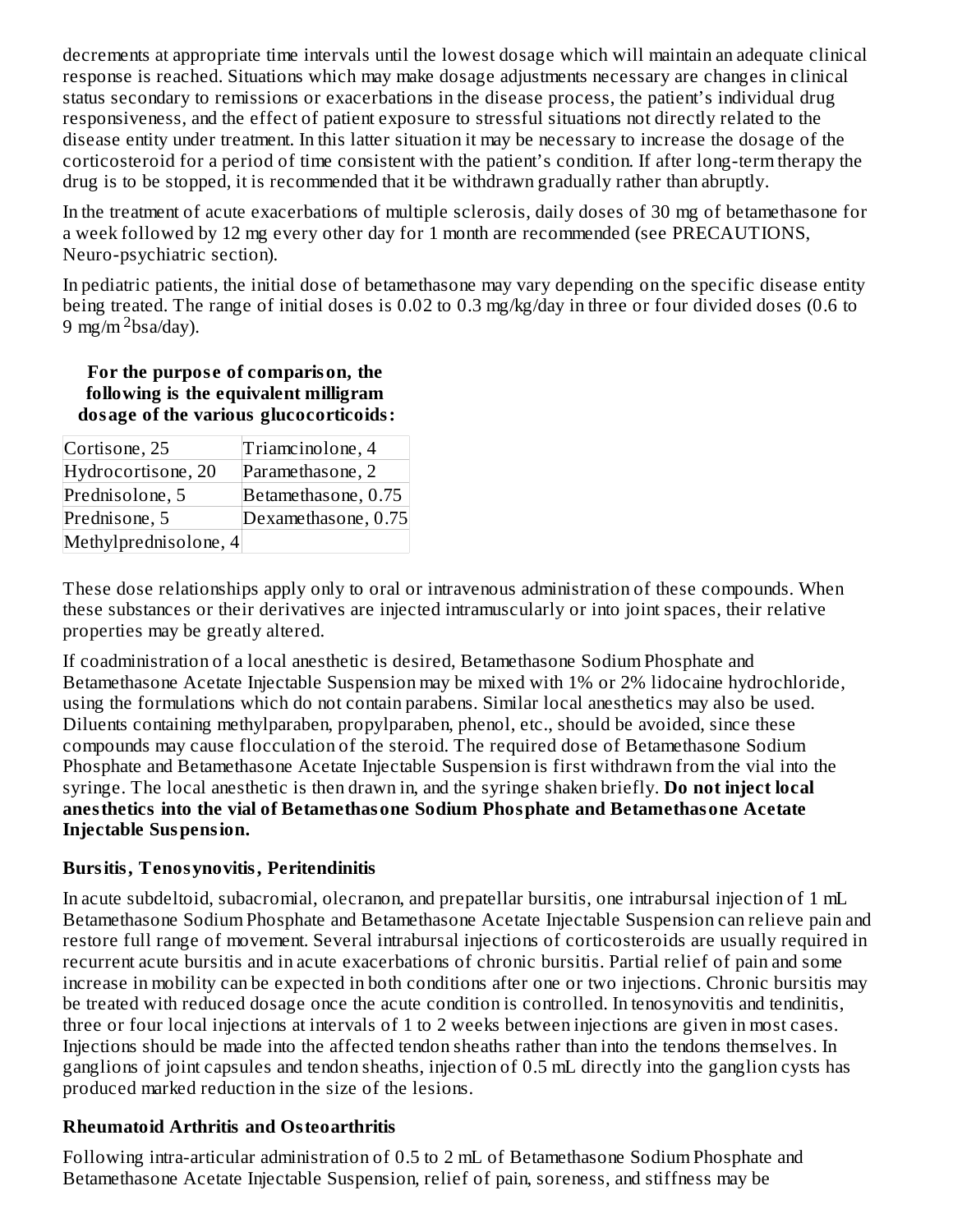decrements at appropriate time intervals until the lowest dosage which will maintain an adequate clinical response is reached. Situations which may make dosage adjustments necessary are changes in clinical status secondary to remissions or exacerbations in the disease process, the patient's individual drug responsiveness, and the effect of patient exposure to stressful situations not directly related to the disease entity under treatment. In this latter situation it may be necessary to increase the dosage of the corticosteroid for a period of time consistent with the patient's condition. If after long-term therapy the drug is to be stopped, it is recommended that it be withdrawn gradually rather than abruptly.

In the treatment of acute exacerbations of multiple sclerosis, daily doses of 30 mg of betamethasone for a week followed by 12 mg every other day for 1 month are recommended (see PRECAUTIONS, Neuro-psychiatric section).

In pediatric patients, the initial dose of betamethasone may vary depending on the specific disease entity being treated. The range of initial doses is 0.02 to 0.3 mg/kg/day in three or four divided doses (0.6 to 9 mg/m$^2$bsa/day).

**For the purpose of comparison, the following is the equivalent milligram dosage of the various glucocorticoids:**

| | |
|---|---|
| Cortisone, 25 | Triamcinolone, 4 |
| Hydrocortisone, 20 | Paramethasone, 2 |
| Prednisolone, 5 | Betamethasone, 0.75 |
| Prednisone, 5 | Dexamethasone, 0.75 |
| Methylprednisolone, 4 | |

These dose relationships apply only to oral or intravenous administration of these compounds. When these substances or their derivatives are injected intramuscularly or into joint spaces, their relative properties may be greatly altered.

If coadministration of a local anesthetic is desired, Betamethasone Sodium Phosphate and Betamethasone Acetate Injectable Suspension may be mixed with 1% or 2% lidocaine hydrochloride, using the formulations which do not contain parabens. Similar local anesthetics may also be used. Diluents containing methylparaben, propylparaben, phenol, etc., should be avoided, since these compounds may cause flocculation of the steroid. The required dose of Betamethasone Sodium Phosphate and Betamethasone Acetate Injectable Suspension is first withdrawn from the vial into the syringe. The local anesthetic is then drawn in, and the syringe shaken briefly. **Do not inject local anesthetics into the vial of Betamethasone Sodium Phosphate and Betamethasone Acetate Injectable Suspension.**

### Bursitis, Tenosynovitis, Peritendinitis

In acute subdeltoid, subacromial, olecranon, and prepatellar bursitis, one intrabursal injection of 1 mL Betamethasone Sodium Phosphate and Betamethasone Acetate Injectable Suspension can relieve pain and restore full range of movement. Several intrabursal injections of corticosteroids are usually required in recurrent acute bursitis and in acute exacerbations of chronic bursitis. Partial relief of pain and some increase in mobility can be expected in both conditions after one or two injections. Chronic bursitis may be treated with reduced dosage once the acute condition is controlled. In tenosynovitis and tendinitis, three or four local injections at intervals of 1 to 2 weeks between injections are given in most cases. Injections should be made into the affected tendon sheaths rather than into the tendons themselves. In ganglions of joint capsules and tendon sheaths, injection of 0.5 mL directly into the ganglion cysts has produced marked reduction in the size of the lesions.

### Rheumatoid Arthritis and Osteoarthritis

Following intra-articular administration of 0.5 to 2 mL of Betamethasone Sodium Phosphate and Betamethasone Acetate Injectable Suspension, relief of pain, soreness, and stiffness may be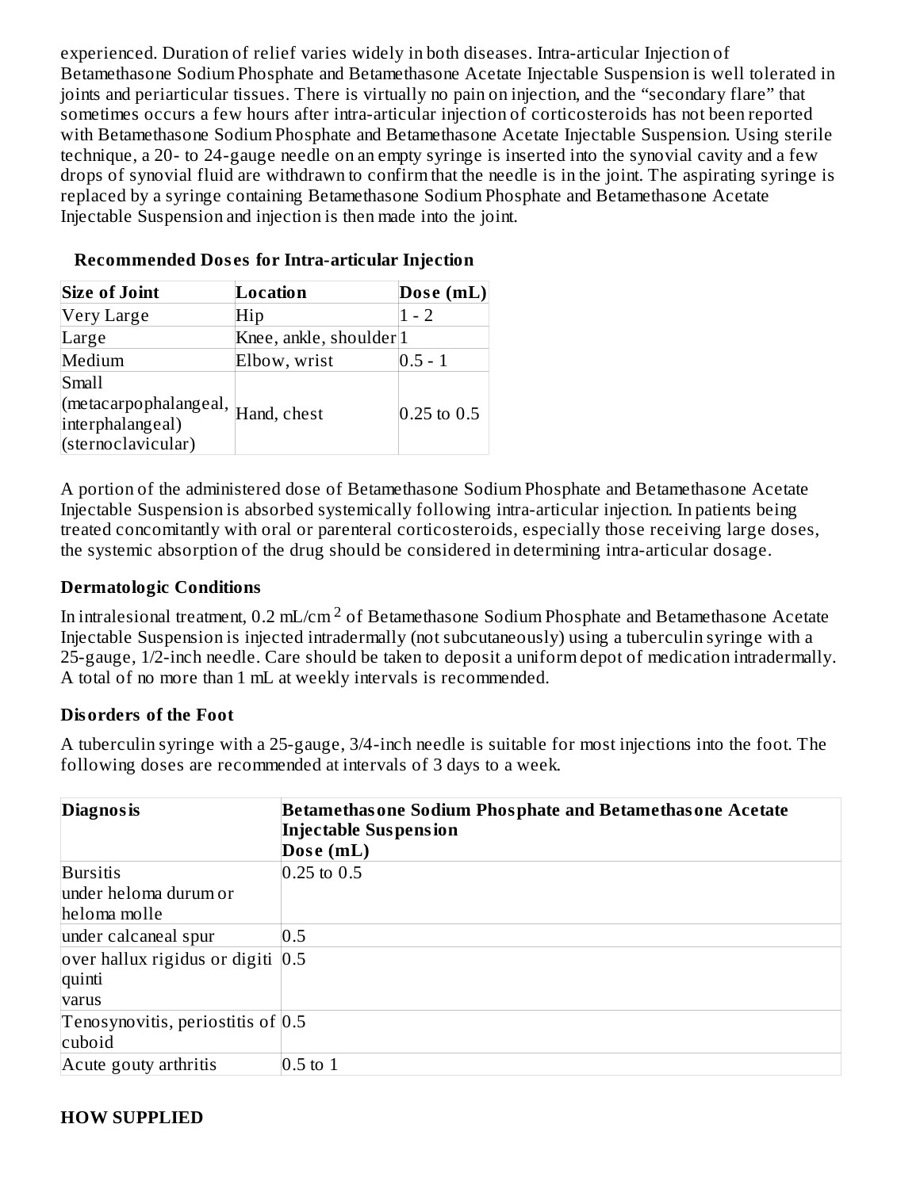experienced. Duration of relief varies widely in both diseases. Intra-articular Injection of Betamethasone Sodium Phosphate and Betamethasone Acetate Injectable Suspension is well tolerated in joints and periarticular tissues. There is virtually no pain on injection, and the "secondary flare" that sometimes occurs a few hours after intra-articular injection of corticosteroids has not been reported with Betamethasone Sodium Phosphate and Betamethasone Acetate Injectable Suspension. Using sterile technique, a 20- to 24-gauge needle on an empty syringe is inserted into the synovial cavity and a few drops of synovial fluid are withdrawn to confirm that the needle is in the joint. The aspirating syringe is replaced by a syringe containing Betamethasone Sodium Phosphate and Betamethasone Acetate Injectable Suspension and injection is then made into the joint.

**Recommended Doses for Intra-articular Injection**

| Size of Joint | Location | Dose (mL) |
|---|---|---|
| Very Large | Hip | 1 - 2 |
| Large | Knee, ankle, shoulder | 1 |
| Medium | Elbow, wrist | 0.5 - 1 |
| Small (metacarpophalangeal, interphalangeal) (sternoclavicular) | Hand, chest | 0.25 to 0.5 |

A portion of the administered dose of Betamethasone Sodium Phosphate and Betamethasone Acetate Injectable Suspension is absorbed systemically following intra-articular injection. In patients being treated concomitantly with oral or parenteral corticosteroids, especially those receiving large doses, the systemic absorption of the drug should be considered in determining intra-articular dosage.

### Dermatologic Conditions

In intralesional treatment, 0.2 mL/cm$^2$ of Betamethasone Sodium Phosphate and Betamethasone Acetate Injectable Suspension is injected intradermally (not subcutaneously) using a tuberculin syringe with a 25-gauge, 1/2-inch needle. Care should be taken to deposit a uniform depot of medication intradermally. A total of no more than 1 mL at weekly intervals is recommended.

### Disorders of the Foot

A tuberculin syringe with a 25-gauge, 3/4-inch needle is suitable for most injections into the foot. The following doses are recommended at intervals of 3 days to a week.

| Diagnosis | Betamethasone Sodium Phosphate and Betamethasone Acetate Injectable Suspension Dose (mL) |
|---|---|
| Bursitis under heloma durum or heloma molle | 0.25 to 0.5 |
| under calcaneal spur | 0.5 |
| over hallux rigidus or digiti quinti varus | 0.5 |
| Tenosynovitis, periostitis of cuboid | 0.5 |
| Acute gouty arthritis | 0.5 to 1 |

## HOW SUPPLIED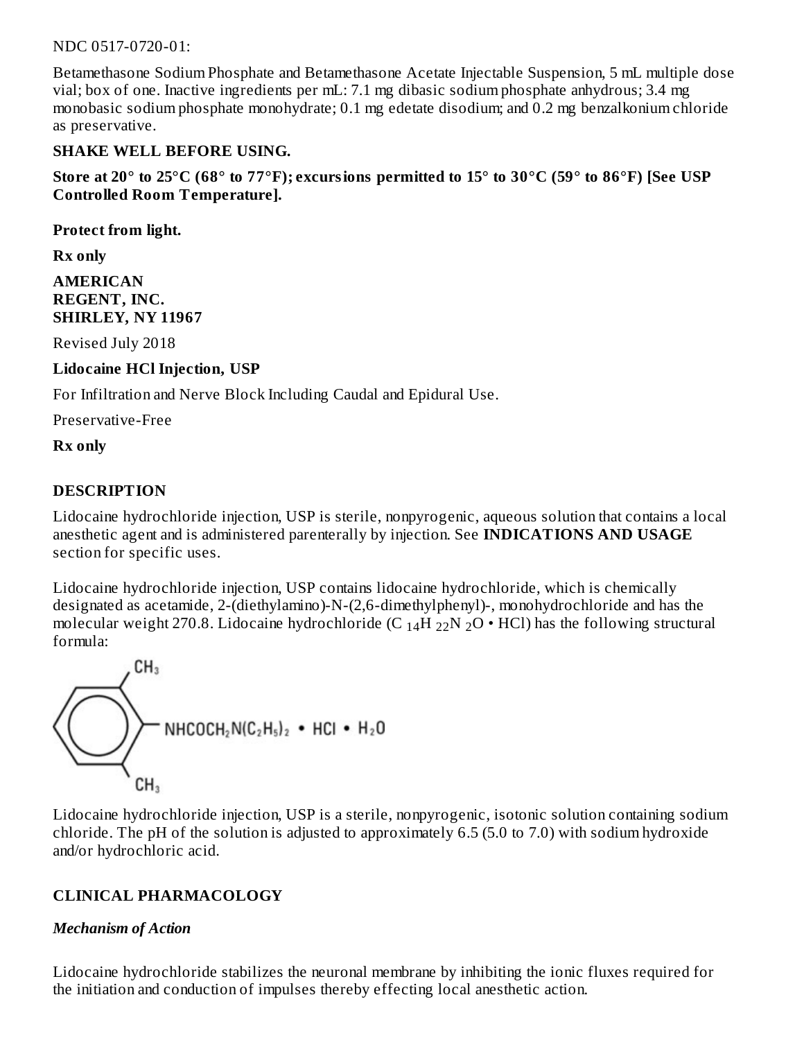NDC 0517-0720-01:

Betamethasone Sodium Phosphate and Betamethasone Acetate Injectable Suspension, 5 mL multiple dose vial; box of one. Inactive ingredients per mL: 7.1 mg dibasic sodium phosphate anhydrous; 3.4 mg monobasic sodium phosphate monohydrate; 0.1 mg edetate disodium; and 0.2 mg benzalkonium chloride as preservative.

**SHAKE WELL BEFORE USING.**

**Store at 20° to 25°C (68° to 77°F); excursions permitted to 15° to 30°C (59° to 86°F) [See USP Controlled Room Temperature].**

**Protect from light.**

**Rx only**

**AMERICAN REGENT, INC. SHIRLEY, NY 11967**

Revised July 2018

**Lidocaine HCl Injection, USP**

For Infiltration and Nerve Block Including Caudal and Epidural Use.

Preservative-Free

**Rx only**

## DESCRIPTION

Lidocaine hydrochloride injection, USP is sterile, nonpyrogenic, aqueous solution that contains a local anesthetic agent and is administered parenterally by injection. See **INDICATIONS AND USAGE** section for specific uses.

Lidocaine hydrochloride injection, USP contains lidocaine hydrochloride, which is chemically designated as acetamide, 2-(diethylamino)-N-(2,6-dimethylphenyl)-, monohydrochloride and has the molecular weight 270.8. Lidocaine hydrochloride ($C_{14}H_{22}N_2O \cdot HCl$) has the following structural formula:

$$NHCOCH_2N(C_2H_5)_2 \cdot HCl \cdot H_2O$$

Lidocaine hydrochloride injection, USP is a sterile, nonpyrogenic, isotonic solution containing sodium chloride. The pH of the solution is adjusted to approximately 6.5 (5.0 to 7.0) with sodium hydroxide and/or hydrochloric acid.

## CLINICAL PHARMACOLOGY

### *Mechanism of Action*

Lidocaine hydrochloride stabilizes the neuronal membrane by inhibiting the ionic fluxes required for the initiation and conduction of impulses thereby effecting local anesthetic action.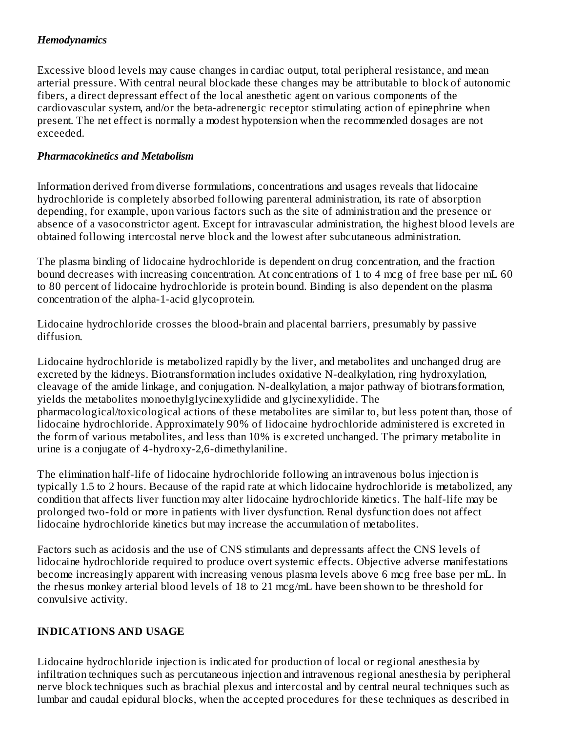### *Hemodynamics*

Excessive blood levels may cause changes in cardiac output, total peripheral resistance, and mean arterial pressure. With central neural blockade these changes may be attributable to block of autonomic fibers, a direct depressant effect of the local anesthetic agent on various components of the cardiovascular system, and/or the beta-adrenergic receptor stimulating action of epinephrine when present. The net effect is normally a modest hypotension when the recommended dosages are not exceeded.

### *Pharmacokinetics and Metabolism*

Information derived from diverse formulations, concentrations and usages reveals that lidocaine hydrochloride is completely absorbed following parenteral administration, its rate of absorption depending, for example, upon various factors such as the site of administration and the presence or absence of a vasoconstrictor agent. Except for intravascular administration, the highest blood levels are obtained following intercostal nerve block and the lowest after subcutaneous administration.

The plasma binding of lidocaine hydrochloride is dependent on drug concentration, and the fraction bound decreases with increasing concentration. At concentrations of 1 to 4 mcg of free base per mL 60 to 80 percent of lidocaine hydrochloride is protein bound. Binding is also dependent on the plasma concentration of the alpha-1-acid glycoprotein.

Lidocaine hydrochloride crosses the blood-brain and placental barriers, presumably by passive diffusion.

Lidocaine hydrochloride is metabolized rapidly by the liver, and metabolites and unchanged drug are excreted by the kidneys. Biotransformation includes oxidative N-dealkylation, ring hydroxylation, cleavage of the amide linkage, and conjugation. N-dealkylation, a major pathway of biotransformation, yields the metabolites monoethylglycinexylidide and glycinexylidide. The pharmacological/toxicological actions of these metabolites are similar to, but less potent than, those of lidocaine hydrochloride. Approximately 90% of lidocaine hydrochloride administered is excreted in the form of various metabolites, and less than 10% is excreted unchanged. The primary metabolite in urine is a conjugate of 4-hydroxy-2,6-dimethylaniline.

The elimination half-life of lidocaine hydrochloride following an intravenous bolus injection is typically 1.5 to 2 hours. Because of the rapid rate at which lidocaine hydrochloride is metabolized, any condition that affects liver function may alter lidocaine hydrochloride kinetics. The half-life may be prolonged two-fold or more in patients with liver dysfunction. Renal dysfunction does not affect lidocaine hydrochloride kinetics but may increase the accumulation of metabolites.

Factors such as acidosis and the use of CNS stimulants and depressants affect the CNS levels of lidocaine hydrochloride required to produce overt systemic effects. Objective adverse manifestations become increasingly apparent with increasing venous plasma levels above 6 mcg free base per mL. In the rhesus monkey arterial blood levels of 18 to 21 mcg/mL have been shown to be threshold for convulsive activity.

## INDICATIONS AND USAGE

Lidocaine hydrochloride injection is indicated for production of local or regional anesthesia by infiltration techniques such as percutaneous injection and intravenous regional anesthesia by peripheral nerve block techniques such as brachial plexus and intercostal and by central neural techniques such as lumbar and caudal epidural blocks, when the accepted procedures for these techniques as described in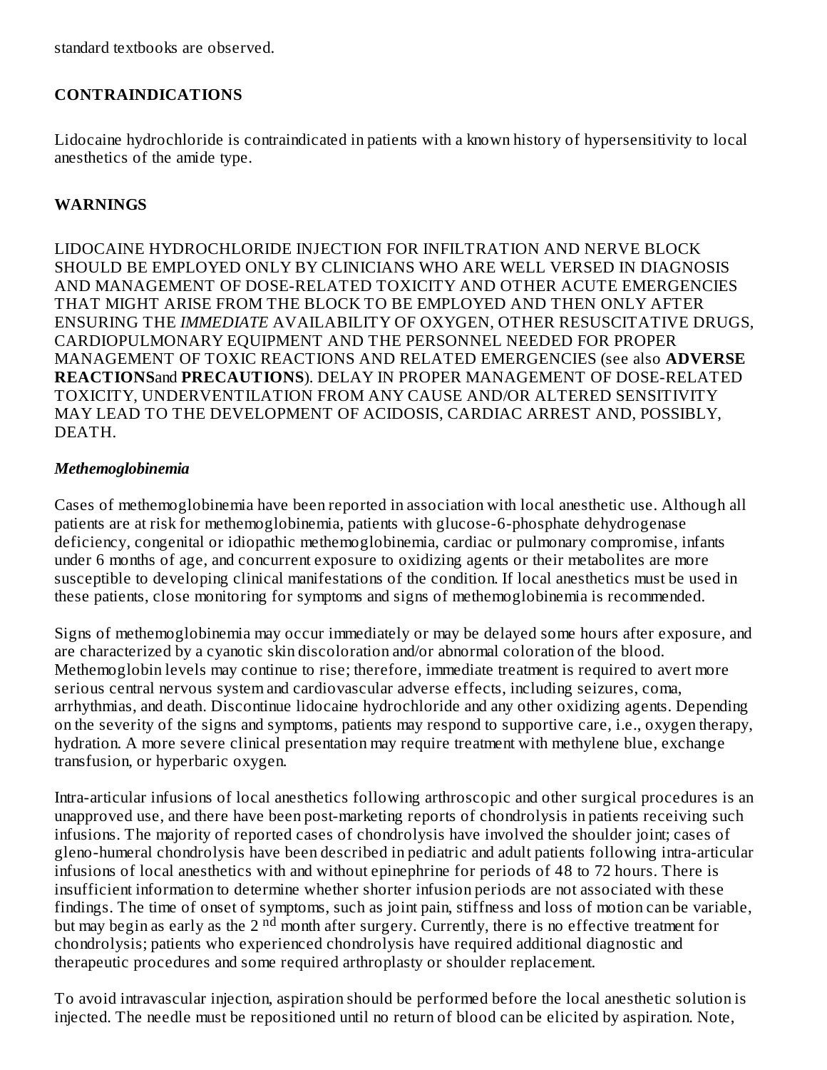standard textbooks are observed.

## CONTRAINDICATIONS

Lidocaine hydrochloride is contraindicated in patients with a known history of hypersensitivity to local anesthetics of the amide type.

## WARNINGS

LIDOCAINE HYDROCHLORIDE INJECTION FOR INFILTRATION AND NERVE BLOCK SHOULD BE EMPLOYED ONLY BY CLINICIANS WHO ARE WELL VERSED IN DIAGNOSIS AND MANAGEMENT OF DOSE-RELATED TOXICITY AND OTHER ACUTE EMERGENCIES THAT MIGHT ARISE FROM THE BLOCK TO BE EMPLOYED AND THEN ONLY AFTER ENSURING THE *IMMEDIATE* AVAILABILITY OF OXYGEN, OTHER RESUSCITATIVE DRUGS, CARDIOPULMONARY EQUIPMENT AND THE PERSONNEL NEEDED FOR PROPER MANAGEMENT OF TOXIC REACTIONS AND RELATED EMERGENCIES (see also **ADVERSE REACTIONS**and **PRECAUTIONS**). DELAY IN PROPER MANAGEMENT OF DOSE-RELATED TOXICITY, UNDERVENTILATION FROM ANY CAUSE AND/OR ALTERED SENSITIVITY MAY LEAD TO THE DEVELOPMENT OF ACIDOSIS, CARDIAC ARREST AND, POSSIBLY, DEATH.

### *Methemoglobinemia*

Cases of methemoglobinemia have been reported in association with local anesthetic use. Although all patients are at risk for methemoglobinemia, patients with glucose-6-phosphate dehydrogenase deficiency, congenital or idiopathic methemoglobinemia, cardiac or pulmonary compromise, infants under 6 months of age, and concurrent exposure to oxidizing agents or their metabolites are more susceptible to developing clinical manifestations of the condition. If local anesthetics must be used in these patients, close monitoring for symptoms and signs of methemoglobinemia is recommended.

Signs of methemoglobinemia may occur immediately or may be delayed some hours after exposure, and are characterized by a cyanotic skin discoloration and/or abnormal coloration of the blood. Methemoglobin levels may continue to rise; therefore, immediate treatment is required to avert more serious central nervous system and cardiovascular adverse effects, including seizures, coma, arrhythmias, and death. Discontinue lidocaine hydrochloride and any other oxidizing agents. Depending on the severity of the signs and symptoms, patients may respond to supportive care, i.e., oxygen therapy, hydration. A more severe clinical presentation may require treatment with methylene blue, exchange transfusion, or hyperbaric oxygen.

Intra-articular infusions of local anesthetics following arthroscopic and other surgical procedures is an unapproved use, and there have been post-marketing reports of chondrolysis in patients receiving such infusions. The majority of reported cases of chondrolysis have involved the shoulder joint; cases of gleno-humeral chondrolysis have been described in pediatric and adult patients following intra-articular infusions of local anesthetics with and without epinephrine for periods of 48 to 72 hours. There is insufficient information to determine whether shorter infusion periods are not associated with these findings. The time of onset of symptoms, such as joint pain, stiffness and loss of motion can be variable, but may begin as early as the 2$^{nd}$ month after surgery. Currently, there is no effective treatment for chondrolysis; patients who experienced chondrolysis have required additional diagnostic and therapeutic procedures and some required arthroplasty or shoulder replacement.

To avoid intravascular injection, aspiration should be performed before the local anesthetic solution is injected. The needle must be repositioned until no return of blood can be elicited by aspiration. Note,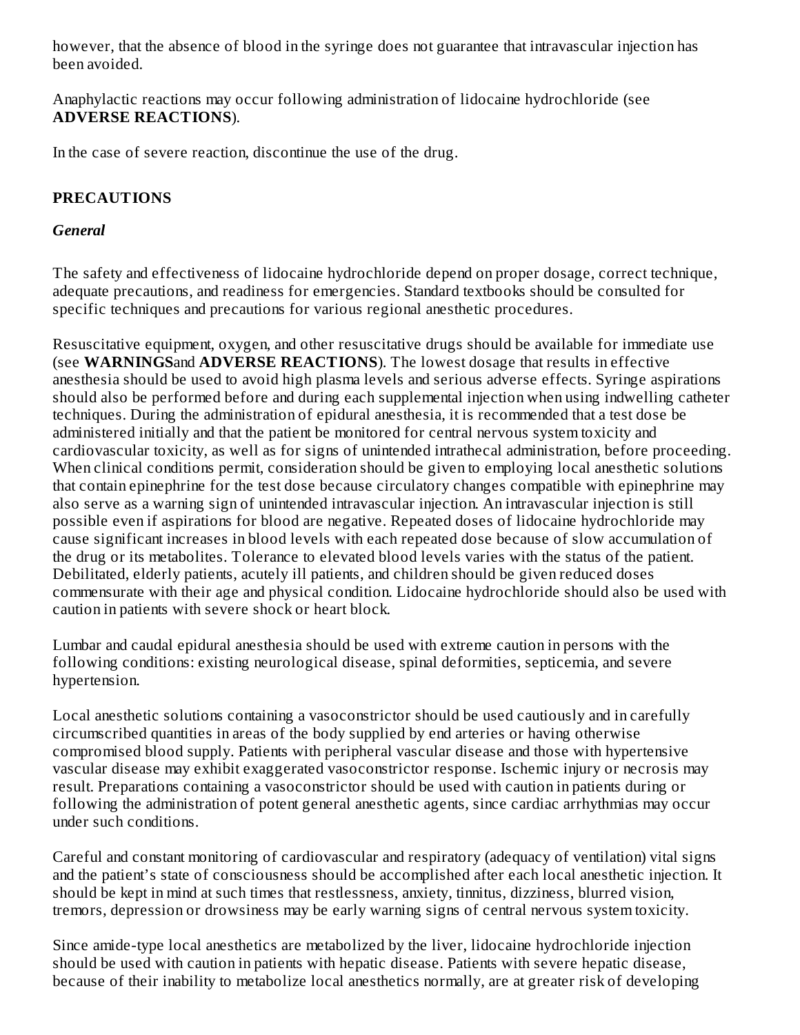however, that the absence of blood in the syringe does not guarantee that intravascular injection has been avoided.

Anaphylactic reactions may occur following administration of lidocaine hydrochloride (see **ADVERSE REACTIONS**).

In the case of severe reaction, discontinue the use of the drug.

## PRECAUTIONS

### *General*

The safety and effectiveness of lidocaine hydrochloride depend on proper dosage, correct technique, adequate precautions, and readiness for emergencies. Standard textbooks should be consulted for specific techniques and precautions for various regional anesthetic procedures.

Resuscitative equipment, oxygen, and other resuscitative drugs should be available for immediate use (see **WARNINGS**and **ADVERSE REACTIONS**). The lowest dosage that results in effective anesthesia should be used to avoid high plasma levels and serious adverse effects. Syringe aspirations should also be performed before and during each supplemental injection when using indwelling catheter techniques. During the administration of epidural anesthesia, it is recommended that a test dose be administered initially and that the patient be monitored for central nervous system toxicity and cardiovascular toxicity, as well as for signs of unintended intrathecal administration, before proceeding. When clinical conditions permit, consideration should be given to employing local anesthetic solutions that contain epinephrine for the test dose because circulatory changes compatible with epinephrine may also serve as a warning sign of unintended intravascular injection. An intravascular injection is still possible even if aspirations for blood are negative. Repeated doses of lidocaine hydrochloride may cause significant increases in blood levels with each repeated dose because of slow accumulation of the drug or its metabolites. Tolerance to elevated blood levels varies with the status of the patient. Debilitated, elderly patients, acutely ill patients, and children should be given reduced doses commensurate with their age and physical condition. Lidocaine hydrochloride should also be used with caution in patients with severe shock or heart block.

Lumbar and caudal epidural anesthesia should be used with extreme caution in persons with the following conditions: existing neurological disease, spinal deformities, septicemia, and severe hypertension.

Local anesthetic solutions containing a vasoconstrictor should be used cautiously and in carefully circumscribed quantities in areas of the body supplied by end arteries or having otherwise compromised blood supply. Patients with peripheral vascular disease and those with hypertensive vascular disease may exhibit exaggerated vasoconstrictor response. Ischemic injury or necrosis may result. Preparations containing a vasoconstrictor should be used with caution in patients during or following the administration of potent general anesthetic agents, since cardiac arrhythmias may occur under such conditions.

Careful and constant monitoring of cardiovascular and respiratory (adequacy of ventilation) vital signs and the patient's state of consciousness should be accomplished after each local anesthetic injection. It should be kept in mind at such times that restlessness, anxiety, tinnitus, dizziness, blurred vision, tremors, depression or drowsiness may be early warning signs of central nervous system toxicity.

Since amide-type local anesthetics are metabolized by the liver, lidocaine hydrochloride injection should be used with caution in patients with hepatic disease. Patients with severe hepatic disease, because of their inability to metabolize local anesthetics normally, are at greater risk of developing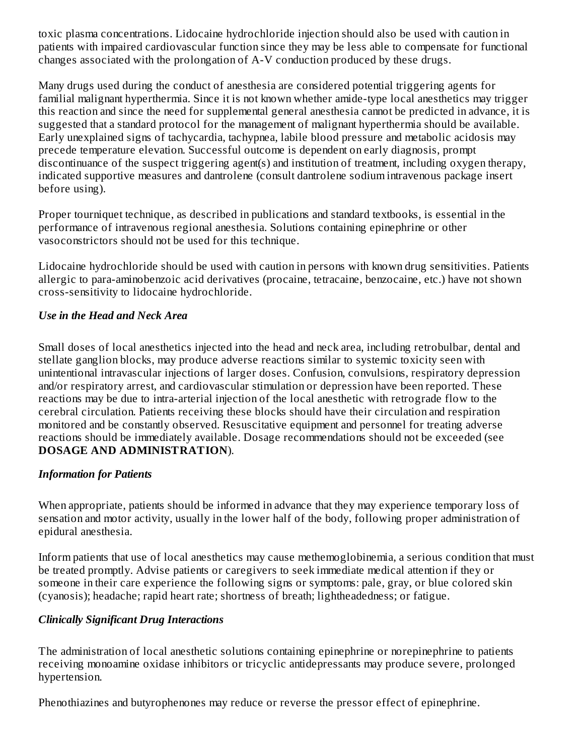toxic plasma concentrations. Lidocaine hydrochloride injection should also be used with caution in patients with impaired cardiovascular function since they may be less able to compensate for functional changes associated with the prolongation of A-V conduction produced by these drugs.

Many drugs used during the conduct of anesthesia are considered potential triggering agents for familial malignant hyperthermia. Since it is not known whether amide-type local anesthetics may trigger this reaction and since the need for supplemental general anesthesia cannot be predicted in advance, it is suggested that a standard protocol for the management of malignant hyperthermia should be available. Early unexplained signs of tachycardia, tachypnea, labile blood pressure and metabolic acidosis may precede temperature elevation. Successful outcome is dependent on early diagnosis, prompt discontinuance of the suspect triggering agent(s) and institution of treatment, including oxygen therapy, indicated supportive measures and dantrolene (consult dantrolene sodium intravenous package insert before using).

Proper tourniquet technique, as described in publications and standard textbooks, is essential in the performance of intravenous regional anesthesia. Solutions containing epinephrine or other vasoconstrictors should not be used for this technique.

Lidocaine hydrochloride should be used with caution in persons with known drug sensitivities. Patients allergic to para-aminobenzoic acid derivatives (procaine, tetracaine, benzocaine, etc.) have not shown cross-sensitivity to lidocaine hydrochloride.

***Use in the Head and Neck Area***

Small doses of local anesthetics injected into the head and neck area, including retrobulbar, dental and stellate ganglion blocks, may produce adverse reactions similar to systemic toxicity seen with unintentional intravascular injections of larger doses. Confusion, convulsions, respiratory depression and/or respiratory arrest, and cardiovascular stimulation or depression have been reported. These reactions may be due to intra-arterial injection of the local anesthetic with retrograde flow to the cerebral circulation. Patients receiving these blocks should have their circulation and respiration monitored and be constantly observed. Resuscitative equipment and personnel for treating adverse reactions should be immediately available. Dosage recommendations should not be exceeded (see **DOSAGE AND ADMINISTRATION**).

***Information for Patients***

When appropriate, patients should be informed in advance that they may experience temporary loss of sensation and motor activity, usually in the lower half of the body, following proper administration of epidural anesthesia.

Inform patients that use of local anesthetics may cause methemoglobinemia, a serious condition that must be treated promptly. Advise patients or caregivers to seek immediate medical attention if they or someone in their care experience the following signs or symptoms: pale, gray, or blue colored skin (cyanosis); headache; rapid heart rate; shortness of breath; lightheadedness; or fatigue.

***Clinically Significant Drug Interactions***

The administration of local anesthetic solutions containing epinephrine or norepinephrine to patients receiving monoamine oxidase inhibitors or tricyclic antidepressants may produce severe, prolonged hypertension.

Phenothiazines and butyrophenones may reduce or reverse the pressor effect of epinephrine.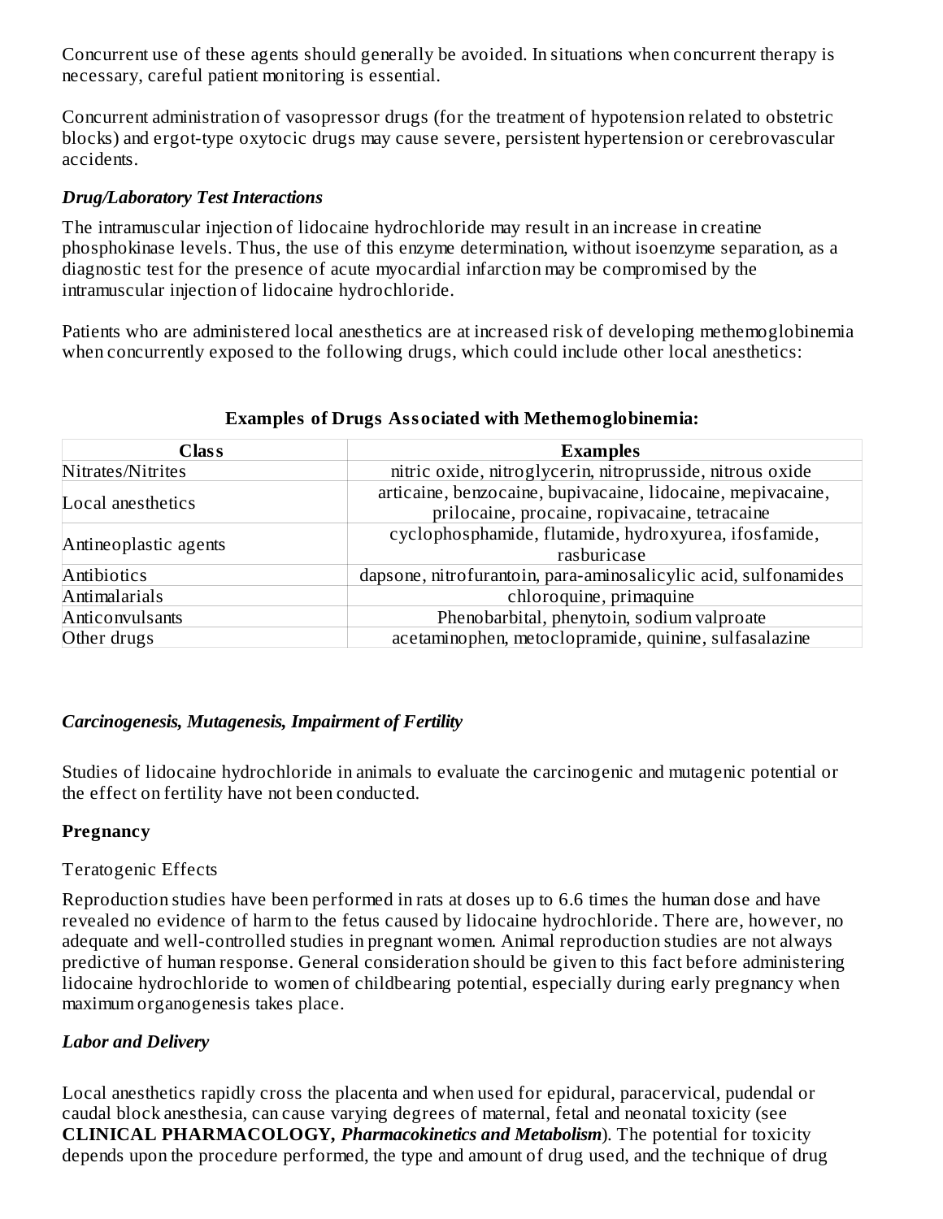Concurrent use of these agents should generally be avoided. In situations when concurrent therapy is necessary, careful patient monitoring is essential.

Concurrent administration of vasopressor drugs (for the treatment of hypotension related to obstetric blocks) and ergot-type oxytocic drugs may cause severe, persistent hypertension or cerebrovascular accidents.

***Drug/Laboratory Test Interactions***

The intramuscular injection of lidocaine hydrochloride may result in an increase in creatine phosphokinase levels. Thus, the use of this enzyme determination, without isoenzyme separation, as a diagnostic test for the presence of acute myocardial infarction may be compromised by the intramuscular injection of lidocaine hydrochloride.

Patients who are administered local anesthetics are at increased risk of developing methemoglobinemia when concurrently exposed to the following drugs, which could include other local anesthetics:

**Examples of Drugs Associated with Methemoglobinemia:**

| Class | Examples |
|---|---|
| Nitrates/Nitrites | nitric oxide, nitroglycerin, nitroprusside, nitrous oxide |
| Local anesthetics | articaine, benzocaine, bupivacaine, lidocaine, mepivacaine, prilocaine, procaine, ropivacaine, tetracaine |
| Antineoplastic agents | cyclophosphamide, flutamide, hydroxyurea, ifosfamide, rasburicase |
| Antibiotics | dapsone, nitrofurantoin, para-aminosalicylic acid, sulfonamides |
| Antimalarials | chloroquine, primaquine |
| Anticonvulsants | Phenobarbital, phenytoin, sodium valproate |
| Other drugs | acetaminophen, metoclopramide, quinine, sulfasalazine |

***Carcinogenesis, Mutagenesis, Impairment of Fertility***

Studies of lidocaine hydrochloride in animals to evaluate the carcinogenic and mutagenic potential or the effect on fertility have not been conducted.

**Pregnancy**

Teratogenic Effects

Reproduction studies have been performed in rats at doses up to 6.6 times the human dose and have revealed no evidence of harm to the fetus caused by lidocaine hydrochloride. There are, however, no adequate and well-controlled studies in pregnant women. Animal reproduction studies are not always predictive of human response. General consideration should be given to this fact before administering lidocaine hydrochloride to women of childbearing potential, especially during early pregnancy when maximum organogenesis takes place.

***Labor and Delivery***

Local anesthetics rapidly cross the placenta and when used for epidural, paracervical, pudendal or caudal block anesthesia, can cause varying degrees of maternal, fetal and neonatal toxicity (see **CLINICAL PHARMACOLOGY, *Pharmacokinetics and Metabolism***). The potential for toxicity depends upon the procedure performed, the type and amount of drug used, and the technique of drug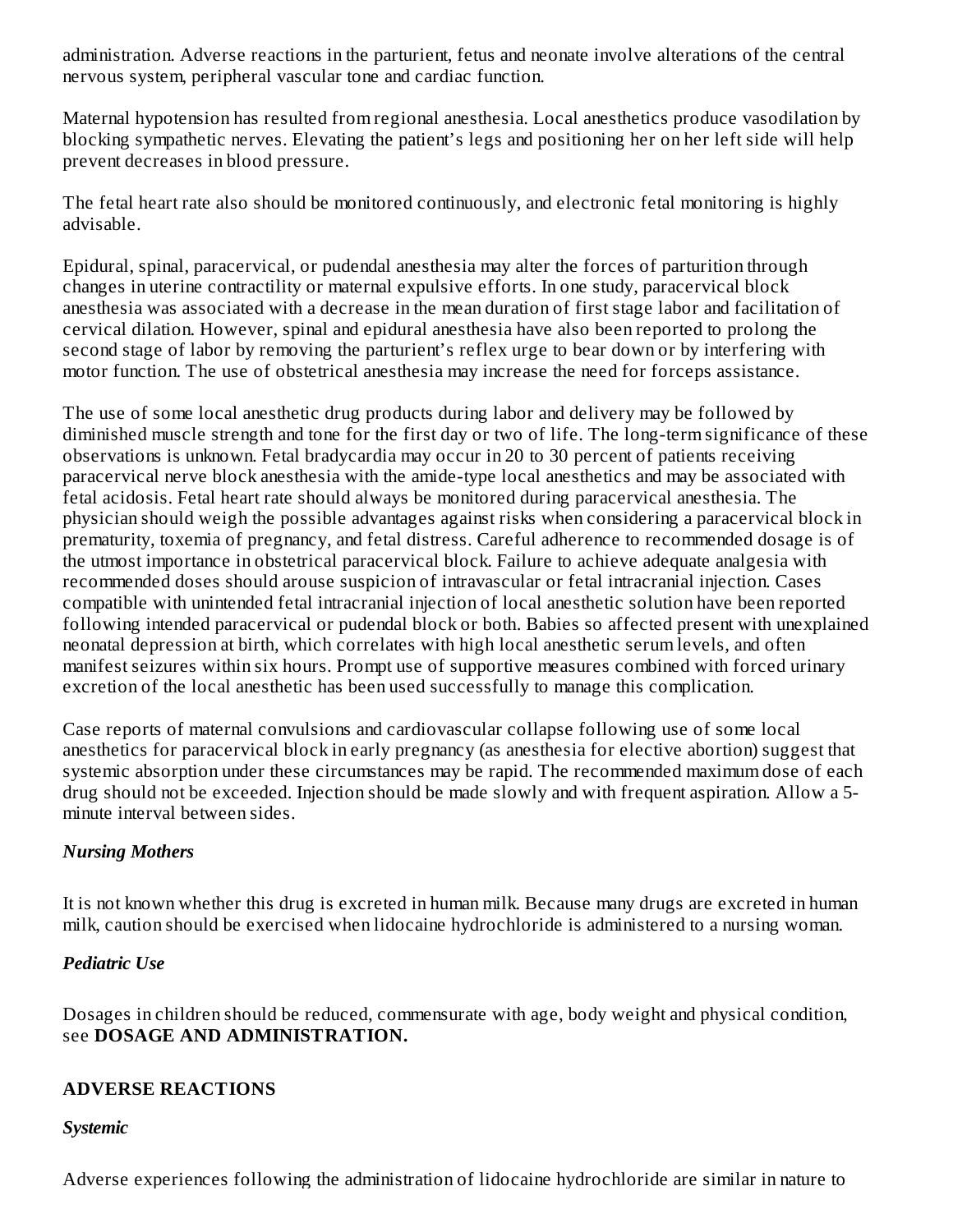administration. Adverse reactions in the parturient, fetus and neonate involve alterations of the central nervous system, peripheral vascular tone and cardiac function.

Maternal hypotension has resulted from regional anesthesia. Local anesthetics produce vasodilation by blocking sympathetic nerves. Elevating the patient's legs and positioning her on her left side will help prevent decreases in blood pressure.

The fetal heart rate also should be monitored continuously, and electronic fetal monitoring is highly advisable.

Epidural, spinal, paracervical, or pudendal anesthesia may alter the forces of parturition through changes in uterine contractility or maternal expulsive efforts. In one study, paracervical block anesthesia was associated with a decrease in the mean duration of first stage labor and facilitation of cervical dilation. However, spinal and epidural anesthesia have also been reported to prolong the second stage of labor by removing the parturient's reflex urge to bear down or by interfering with motor function. The use of obstetrical anesthesia may increase the need for forceps assistance.

The use of some local anesthetic drug products during labor and delivery may be followed by diminished muscle strength and tone for the first day or two of life. The long-term significance of these observations is unknown. Fetal bradycardia may occur in 20 to 30 percent of patients receiving paracervical nerve block anesthesia with the amide-type local anesthetics and may be associated with fetal acidosis. Fetal heart rate should always be monitored during paracervical anesthesia. The physician should weigh the possible advantages against risks when considering a paracervical block in prematurity, toxemia of pregnancy, and fetal distress. Careful adherence to recommended dosage is of the utmost importance in obstetrical paracervical block. Failure to achieve adequate analgesia with recommended doses should arouse suspicion of intravascular or fetal intracranial injection. Cases compatible with unintended fetal intracranial injection of local anesthetic solution have been reported following intended paracervical or pudendal block or both. Babies so affected present with unexplained neonatal depression at birth, which correlates with high local anesthetic serum levels, and often manifest seizures within six hours. Prompt use of supportive measures combined with forced urinary excretion of the local anesthetic has been used successfully to manage this complication.

Case reports of maternal convulsions and cardiovascular collapse following use of some local anesthetics for paracervical block in early pregnancy (as anesthesia for elective abortion) suggest that systemic absorption under these circumstances may be rapid. The recommended maximum dose of each drug should not be exceeded. Injection should be made slowly and with frequent aspiration. Allow a 5-minute interval between sides.

***Nursing Mothers***

It is not known whether this drug is excreted in human milk. Because many drugs are excreted in human milk, caution should be exercised when lidocaine hydrochloride is administered to a nursing woman.

***Pediatric Use***

Dosages in children should be reduced, commensurate with age, body weight and physical condition, see **DOSAGE AND ADMINISTRATION.**

## ADVERSE REACTIONS

***Systemic***

Adverse experiences following the administration of lidocaine hydrochloride are similar in nature to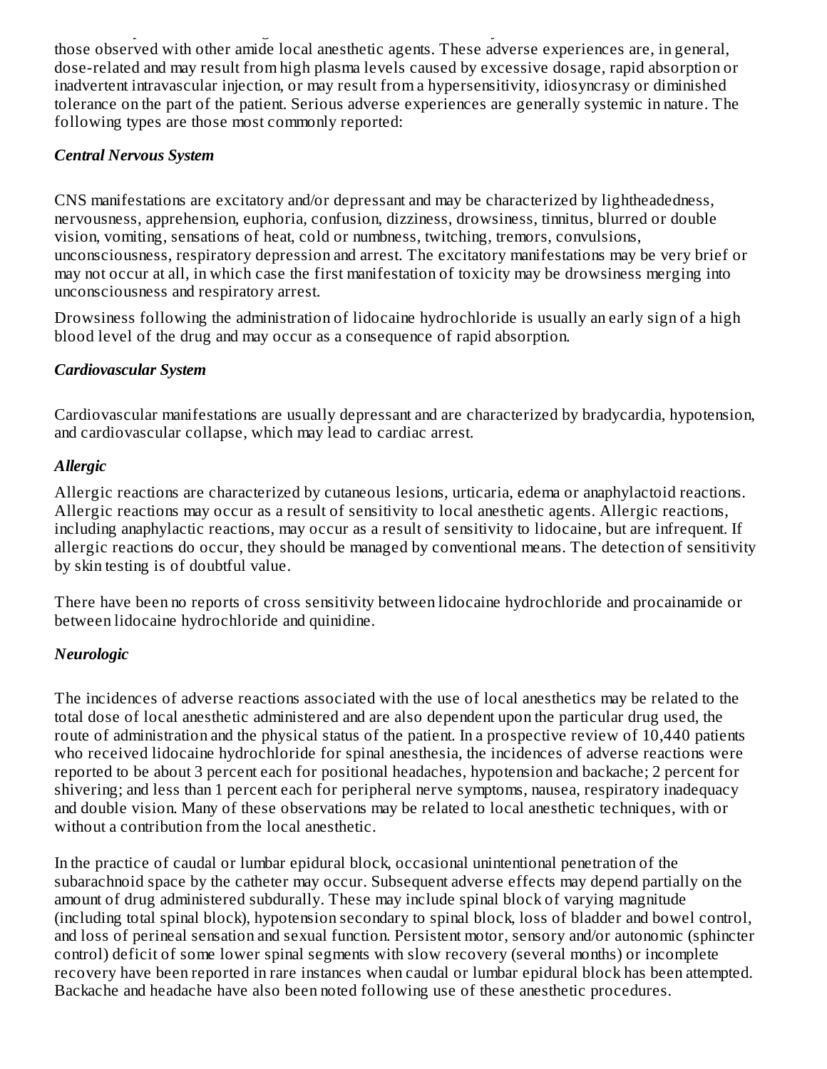those observed with other amide local anesthetic agents. These adverse experiences are, in general, dose-related and may result from high plasma levels caused by excessive dosage, rapid absorption or inadvertent intravascular injection, or may result from a hypersensitivity, idiosyncrasy or diminished tolerance on the part of the patient. Serious adverse experiences are generally systemic in nature. The following types are those most commonly reported:

***Central Nervous System***

CNS manifestations are excitatory and/or depressant and may be characterized by lightheadedness, nervousness, apprehension, euphoria, confusion, dizziness, drowsiness, tinnitus, blurred or double vision, vomiting, sensations of heat, cold or numbness, twitching, tremors, convulsions, unconsciousness, respiratory depression and arrest. The excitatory manifestations may be very brief or may not occur at all, in which case the first manifestation of toxicity may be drowsiness merging into unconsciousness and respiratory arrest.

Drowsiness following the administration of lidocaine hydrochloride is usually an early sign of a high blood level of the drug and may occur as a consequence of rapid absorption.

***Cardiovascular System***

Cardiovascular manifestations are usually depressant and are characterized by bradycardia, hypotension, and cardiovascular collapse, which may lead to cardiac arrest.

***Allergic***

Allergic reactions are characterized by cutaneous lesions, urticaria, edema or anaphylactoid reactions. Allergic reactions may occur as a result of sensitivity to local anesthetic agents. Allergic reactions, including anaphylactic reactions, may occur as a result of sensitivity to lidocaine, but are infrequent. If allergic reactions do occur, they should be managed by conventional means. The detection of sensitivity by skin testing is of doubtful value.

There have been no reports of cross sensitivity between lidocaine hydrochloride and procainamide or between lidocaine hydrochloride and quinidine.

***Neurologic***

The incidences of adverse reactions associated with the use of local anesthetics may be related to the total dose of local anesthetic administered and are also dependent upon the particular drug used, the route of administration and the physical status of the patient. In a prospective review of 10,440 patients who received lidocaine hydrochloride for spinal anesthesia, the incidences of adverse reactions were reported to be about 3 percent each for positional headaches, hypotension and backache; 2 percent for shivering; and less than 1 percent each for peripheral nerve symptoms, nausea, respiratory inadequacy and double vision. Many of these observations may be related to local anesthetic techniques, with or without a contribution from the local anesthetic.

In the practice of caudal or lumbar epidural block, occasional unintentional penetration of the subarachnoid space by the catheter may occur. Subsequent adverse effects may depend partially on the amount of drug administered subdurally. These may include spinal block of varying magnitude (including total spinal block), hypotension secondary to spinal block, loss of bladder and bowel control, and loss of perineal sensation and sexual function. Persistent motor, sensory and/or autonomic (sphincter control) deficit of some lower spinal segments with slow recovery (several months) or incomplete recovery have been reported in rare instances when caudal or lumbar epidural block has been attempted. Backache and headache have also been noted following use of these anesthetic procedures.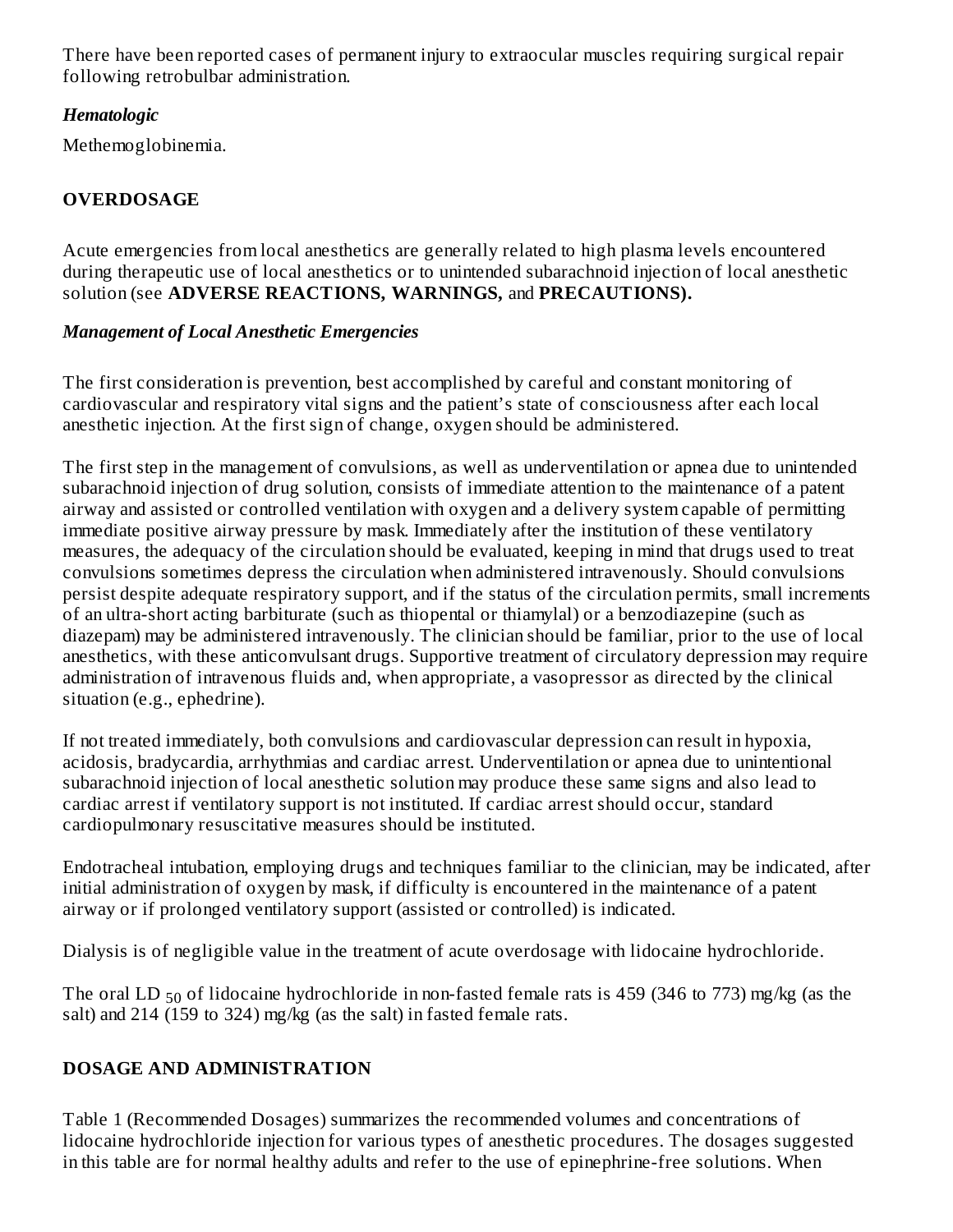There have been reported cases of permanent injury to extraocular muscles requiring surgical repair following retrobulbar administration.

***Hematologic***

Methemoglobinemia.

## OVERDOSAGE

Acute emergencies from local anesthetics are generally related to high plasma levels encountered during therapeutic use of local anesthetics or to unintended subarachnoid injection of local anesthetic solution (see **ADVERSE REACTIONS, WARNINGS,** and **PRECAUTIONS).**

### *Management of Local Anesthetic Emergencies*

The first consideration is prevention, best accomplished by careful and constant monitoring of cardiovascular and respiratory vital signs and the patient's state of consciousness after each local anesthetic injection. At the first sign of change, oxygen should be administered.

The first step in the management of convulsions, as well as underventilation or apnea due to unintended subarachnoid injection of drug solution, consists of immediate attention to the maintenance of a patent airway and assisted or controlled ventilation with oxygen and a delivery system capable of permitting immediate positive airway pressure by mask. Immediately after the institution of these ventilatory measures, the adequacy of the circulation should be evaluated, keeping in mind that drugs used to treat convulsions sometimes depress the circulation when administered intravenously. Should convulsions persist despite adequate respiratory support, and if the status of the circulation permits, small increments of an ultra-short acting barbiturate (such as thiopental or thiamylal) or a benzodiazepine (such as diazepam) may be administered intravenously. The clinician should be familiar, prior to the use of local anesthetics, with these anticonvulsant drugs. Supportive treatment of circulatory depression may require administration of intravenous fluids and, when appropriate, a vasopressor as directed by the clinical situation (e.g., ephedrine).

If not treated immediately, both convulsions and cardiovascular depression can result in hypoxia, acidosis, bradycardia, arrhythmias and cardiac arrest. Underventilation or apnea due to unintentional subarachnoid injection of local anesthetic solution may produce these same signs and also lead to cardiac arrest if ventilatory support is not instituted. If cardiac arrest should occur, standard cardiopulmonary resuscitative measures should be instituted.

Endotracheal intubation, employing drugs and techniques familiar to the clinician, may be indicated, after initial administration of oxygen by mask, if difficulty is encountered in the maintenance of a patent airway or if prolonged ventilatory support (assisted or controlled) is indicated.

Dialysis is of negligible value in the treatment of acute overdosage with lidocaine hydrochloride.

The oral $LD_{50}$ of lidocaine hydrochloride in non-fasted female rats is 459 (346 to 773) mg/kg (as the salt) and 214 (159 to 324) mg/kg (as the salt) in fasted female rats.

## DOSAGE AND ADMINISTRATION

Table 1 (Recommended Dosages) summarizes the recommended volumes and concentrations of lidocaine hydrochloride injection for various types of anesthetic procedures. The dosages suggested in this table are for normal healthy adults and refer to the use of epinephrine-free solutions. When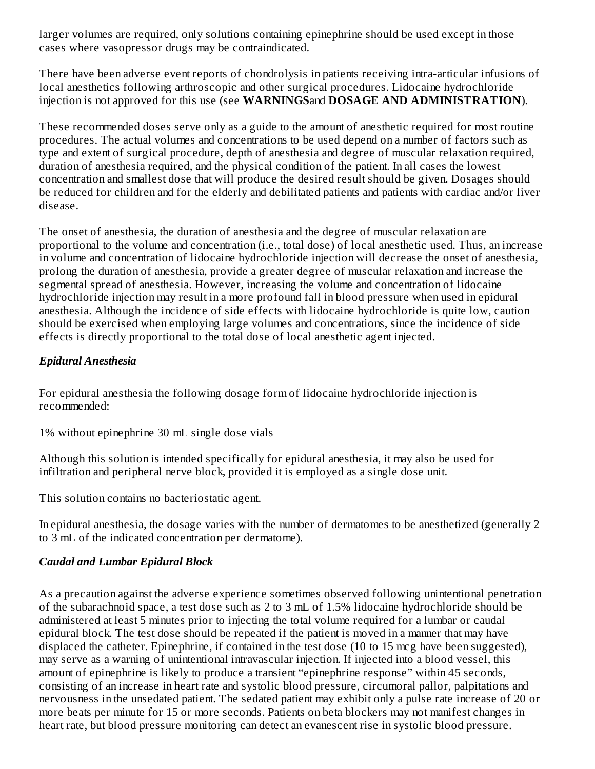larger volumes are required, only solutions containing epinephrine should be used except in those cases where vasopressor drugs may be contraindicated.

There have been adverse event reports of chondrolysis in patients receiving intra-articular infusions of local anesthetics following arthroscopic and other surgical procedures. Lidocaine hydrochloride injection is not approved for this use (see **WARNINGS**and **DOSAGE AND ADMINISTRATION**).

These recommended doses serve only as a guide to the amount of anesthetic required for most routine procedures. The actual volumes and concentrations to be used depend on a number of factors such as type and extent of surgical procedure, depth of anesthesia and degree of muscular relaxation required, duration of anesthesia required, and the physical condition of the patient. In all cases the lowest concentration and smallest dose that will produce the desired result should be given. Dosages should be reduced for children and for the elderly and debilitated patients and patients with cardiac and/or liver disease.

The onset of anesthesia, the duration of anesthesia and the degree of muscular relaxation are proportional to the volume and concentration (i.e., total dose) of local anesthetic used. Thus, an increase in volume and concentration of lidocaine hydrochloride injection will decrease the onset of anesthesia, prolong the duration of anesthesia, provide a greater degree of muscular relaxation and increase the segmental spread of anesthesia. However, increasing the volume and concentration of lidocaine hydrochloride injection may result in a more profound fall in blood pressure when used in epidural anesthesia. Although the incidence of side effects with lidocaine hydrochloride is quite low, caution should be exercised when employing large volumes and concentrations, since the incidence of side effects is directly proportional to the total dose of local anesthetic agent injected.

***Epidural Anesthesia***

For epidural anesthesia the following dosage form of lidocaine hydrochloride injection is recommended:

1% without epinephrine 30 mL single dose vials

Although this solution is intended specifically for epidural anesthesia, it may also be used for infiltration and peripheral nerve block, provided it is employed as a single dose unit.

This solution contains no bacteriostatic agent.

In epidural anesthesia, the dosage varies with the number of dermatomes to be anesthetized (generally 2 to 3 mL of the indicated concentration per dermatome).

***Caudal and Lumbar Epidural Block***

As a precaution against the adverse experience sometimes observed following unintentional penetration of the subarachnoid space, a test dose such as 2 to 3 mL of 1.5% lidocaine hydrochloride should be administered at least 5 minutes prior to injecting the total volume required for a lumbar or caudal epidural block. The test dose should be repeated if the patient is moved in a manner that may have displaced the catheter. Epinephrine, if contained in the test dose (10 to 15 mcg have been suggested), may serve as a warning of unintentional intravascular injection. If injected into a blood vessel, this amount of epinephrine is likely to produce a transient "epinephrine response" within 45 seconds, consisting of an increase in heart rate and systolic blood pressure, circumoral pallor, palpitations and nervousness in the unsedated patient. The sedated patient may exhibit only a pulse rate increase of 20 or more beats per minute for 15 or more seconds. Patients on beta blockers may not manifest changes in heart rate, but blood pressure monitoring can detect an evanescent rise in systolic blood pressure.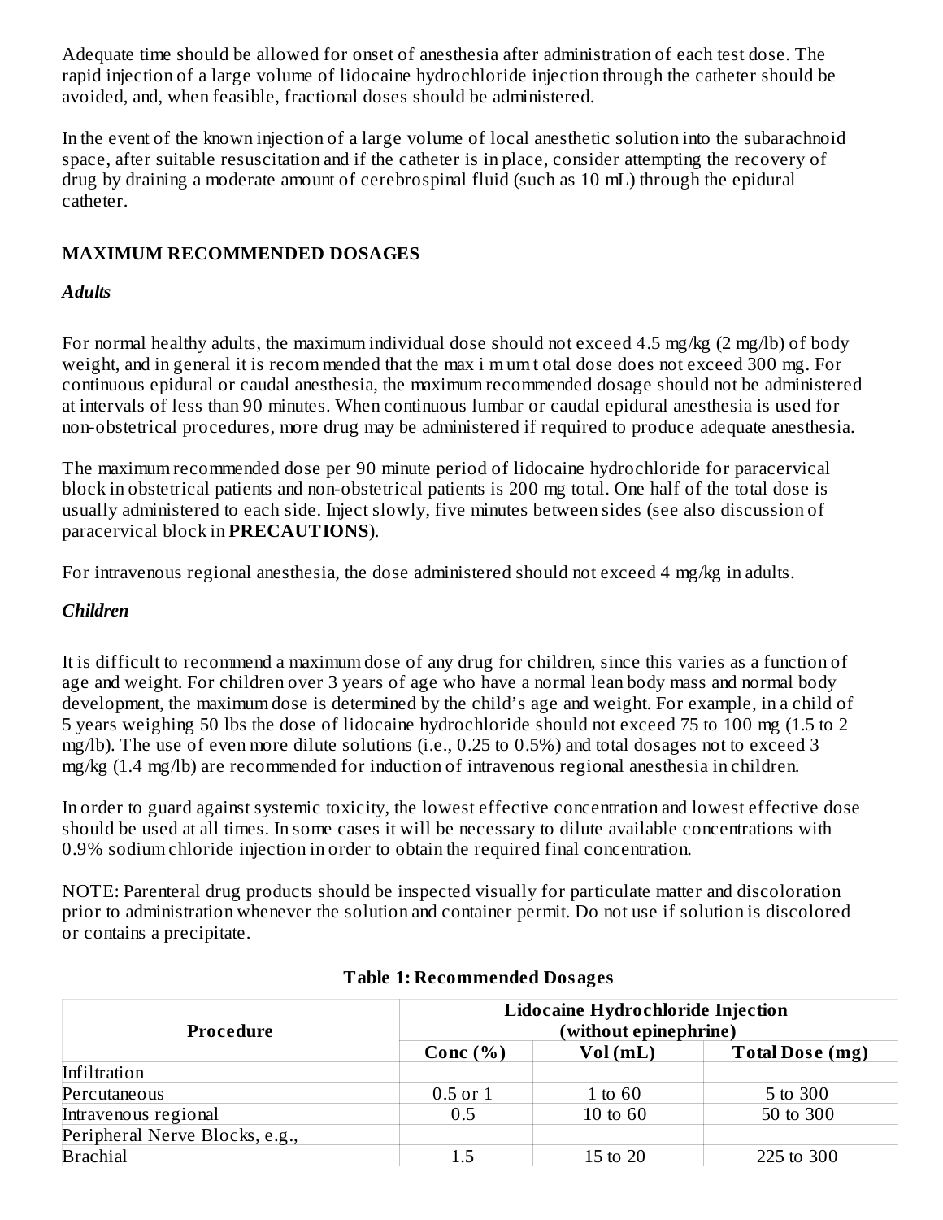Adequate time should be allowed for onset of anesthesia after administration of each test dose. The rapid injection of a large volume of lidocaine hydrochloride injection through the catheter should be avoided, and, when feasible, fractional doses should be administered.

In the event of the known injection of a large volume of local anesthetic solution into the subarachnoid space, after suitable resuscitation and if the catheter is in place, consider attempting the recovery of drug by draining a moderate amount of cerebrospinal fluid (such as 10 mL) through the epidural catheter.

## MAXIMUM RECOMMENDED DOSAGES

### *Adults*

For normal healthy adults, the maximum individual dose should not exceed 4.5 mg/kg (2 mg/lb) of body weight, and in general it is recommended that the maximum total dose does not exceed 300 mg. For continuous epidural or caudal anesthesia, the maximum recommended dosage should not be administered at intervals of less than 90 minutes. When continuous lumbar or caudal epidural anesthesia is used for non-obstetrical procedures, more drug may be administered if required to produce adequate anesthesia.

The maximum recommended dose per 90 minute period of lidocaine hydrochloride for paracervical block in obstetrical patients and non-obstetrical patients is 200 mg total. One half of the total dose is usually administered to each side. Inject slowly, five minutes between sides (see also discussion of paracervical block in **PRECAUTIONS**).

For intravenous regional anesthesia, the dose administered should not exceed 4 mg/kg in adults.

### *Children*

It is difficult to recommend a maximum dose of any drug for children, since this varies as a function of age and weight. For children over 3 years of age who have a normal lean body mass and normal body development, the maximum dose is determined by the child's age and weight. For example, in a child of 5 years weighing 50 lbs the dose of lidocaine hydrochloride should not exceed 75 to 100 mg (1.5 to 2 mg/lb). The use of even more dilute solutions (i.e., 0.25 to 0.5%) and total dosages not to exceed 3 mg/kg (1.4 mg/lb) are recommended for induction of intravenous regional anesthesia in children.

In order to guard against systemic toxicity, the lowest effective concentration and lowest effective dose should be used at all times. In some cases it will be necessary to dilute available concentrations with 0.9% sodium chloride injection in order to obtain the required final concentration.

NOTE: Parenteral drug products should be inspected visually for particulate matter and discoloration prior to administration whenever the solution and container permit. Do not use if solution is discolored or contains a precipitate.

**Table 1: Recommended Dosages**

| Procedure | Lidocaine Hydrochloride Injection (without epinephrine) | | |
|---|---|---|---|
| | **Conc (%)** | **Vol (mL)** | **Total Dose (mg)** |
| Infiltration | | | |
| Percutaneous | 0.5 or 1 | 1 to 60 | 5 to 300 |
| Intravenous regional | 0.5 | 10 to 60 | 50 to 300 |
| Peripheral Nerve Blocks, e.g., | | | |
| Brachial | 1.5 | 15 to 20 | 225 to 300 |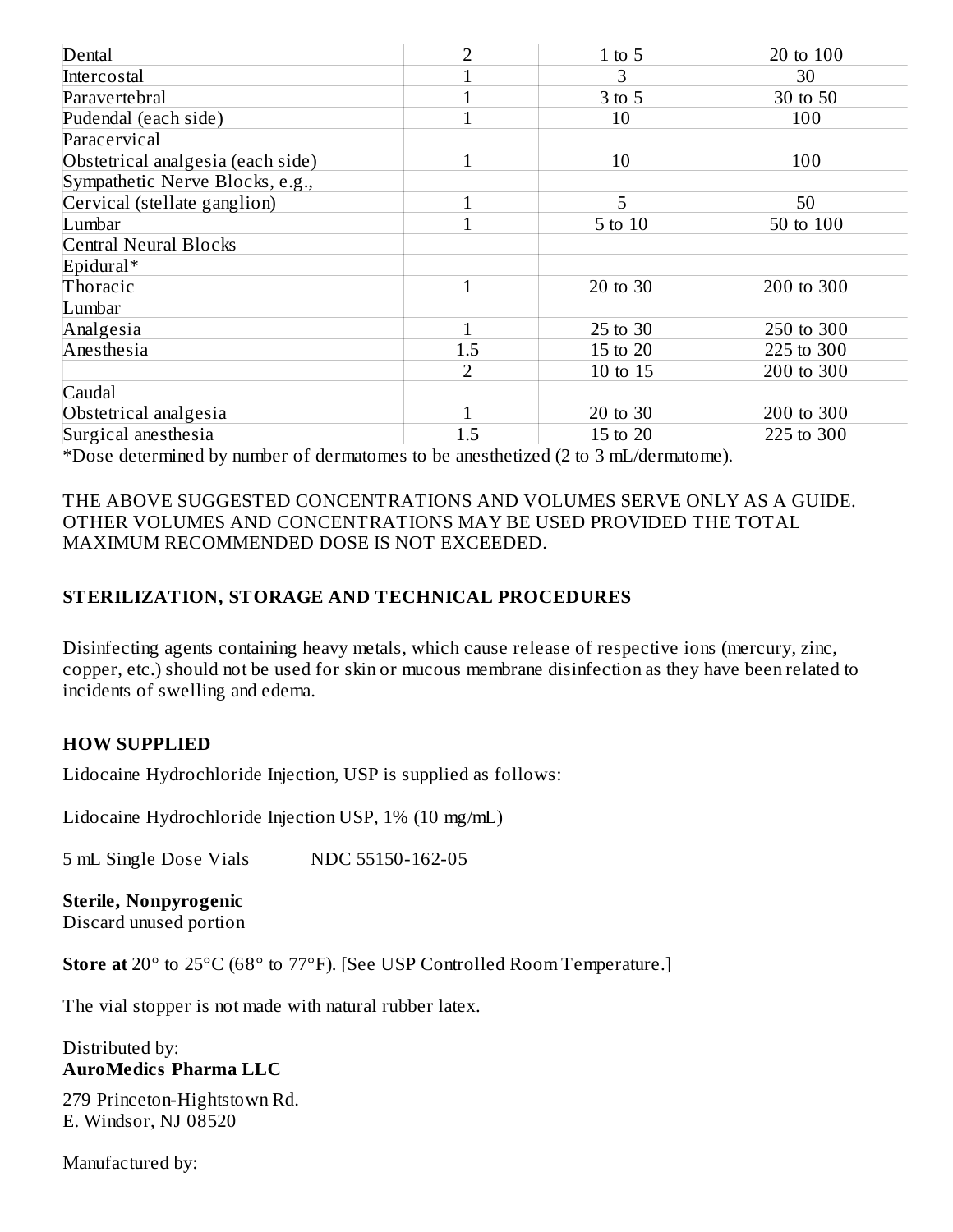| | | | |
|---|---|---|---|
| Dental | 2 | 1 to 5 | 20 to 100 |
| Intercostal | 1 | 3 | 30 |
| Paravertebral | 1 | 3 to 5 | 30 to 50 |
| Pudendal (each side) | 1 | 10 | 100 |
| Paracervical | | | |
| Obstetrical analgesia (each side) | 1 | 10 | 100 |
| Sympathetic Nerve Blocks, e.g., | | | |
| Cervical (stellate ganglion) | 1 | 5 | 50 |
| Lumbar | 1 | 5 to 10 | 50 to 100 |
| Central Neural Blocks | | | |
| Epidural* | | | |
| Thoracic | 1 | 20 to 30 | 200 to 300 |
| Lumbar | | | |
| Analgesia | 1 | 25 to 30 | 250 to 300 |
| Anesthesia | 1.5 | 15 to 20 | 225 to 300 |
| | 2 | 10 to 15 | 200 to 300 |
| Caudal | | | |
| Obstetrical analgesia | 1 | 20 to 30 | 200 to 300 |
| Surgical anesthesia | 1.5 | 15 to 20 | 225 to 300 |

*Dose determined by number of dermatomes to be anesthetized (2 to 3 mL/dermatome).

THE ABOVE SUGGESTED CONCENTRATIONS AND VOLUMES SERVE ONLY AS A GUIDE. OTHER VOLUMES AND CONCENTRATIONS MAY BE USED PROVIDED THE TOTAL MAXIMUM RECOMMENDED DOSE IS NOT EXCEEDED.

## STERILIZATION, STORAGE AND TECHNICAL PROCEDURES

Disinfecting agents containing heavy metals, which cause release of respective ions (mercury, zinc, copper, etc.) should not be used for skin or mucous membrane disinfection as they have been related to incidents of swelling and edema.

## HOW SUPPLIED

Lidocaine Hydrochloride Injection, USP is supplied as follows:

Lidocaine Hydrochloride Injection USP, 1% (10 mg/mL)

5 mL Single Dose Vials NDC 55150-162-05

**Sterile, Nonpyrogenic**
Discard unused portion

**Store at** 20° to 25°C (68° to 77°F). [See USP Controlled Room Temperature.]

The vial stopper is not made with natural rubber latex.

Distributed by:
**AuroMedics Pharma LLC**

279 Princeton-Hightstown Rd.
E. Windsor, NJ 08520

Manufactured by: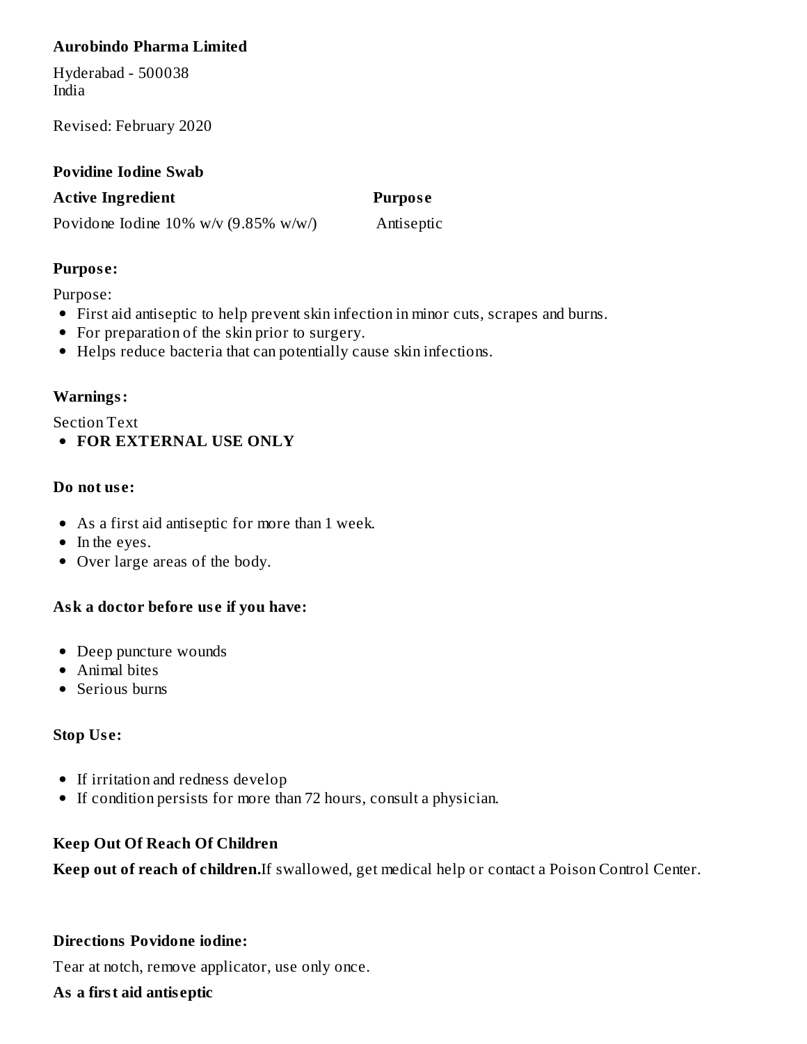**Aurobindo Pharma Limited**

Hyderabad - 500038
India

Revised: February 2020

**Povidine Iodine Swab**

| **Active Ingredient** | **Purpose** |
| --- | --- |
| Povidone Iodine 10% w/v (9.85% w/w/) | Antiseptic |

**Purpose:**

Purpose:

- First aid antiseptic to help prevent skin infection in minor cuts, scrapes and burns.
- For preparation of the skin prior to surgery.
- Helps reduce bacteria that can potentially cause skin infections.

**Warnings:**

Section Text

- **FOR EXTERNAL USE ONLY**

**Do not use:**

- As a first aid antiseptic for more than 1 week.
- In the eyes.
- Over large areas of the body.

**Ask a doctor before use if you have:**

- Deep puncture wounds
- Animal bites
- Serious burns

**Stop Use:**

- If irritation and redness develop
- If condition persists for more than 72 hours, consult a physician.

**Keep Out Of Reach Of Children**

**Keep out of reach of children.**If swallowed, get medical help or contact a Poison Control Center.

**Directions Povidone iodine:**

Tear at notch, remove applicator, use only once.

**As a first aid antiseptic**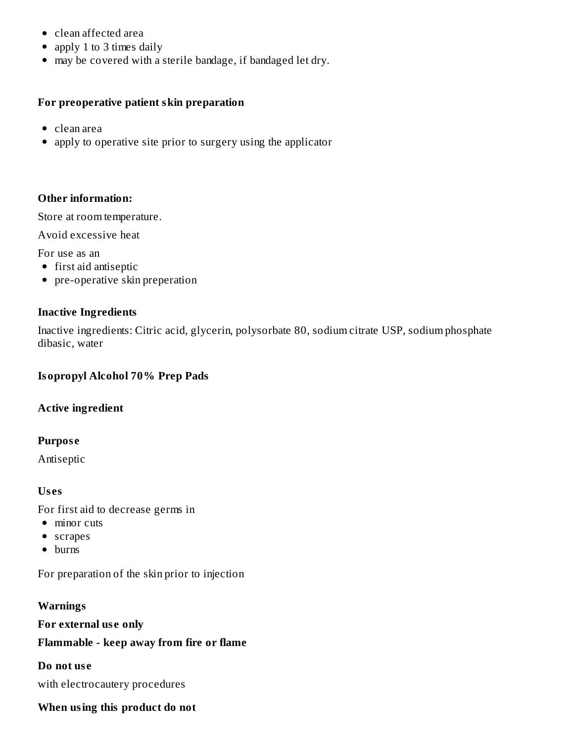- clean affected area
- apply 1 to 3 times daily
- may be covered with a sterile bandage, if bandaged let dry.

**For preoperative patient skin preparation**

- clean area
- apply to operative site prior to surgery using the applicator

**Other information:**

Store at room temperature.

Avoid excessive heat

For use as an

- first aid antiseptic
- pre-operative skin preperation

**Inactive Ingredients**

Inactive ingredients: Citric acid, glycerin, polysorbate 80, sodium citrate USP, sodium phosphate dibasic, water

**Isopropyl Alcohol 70% Prep Pads**

**Active ingredient**

**Purpose**

Antiseptic

**Uses**

For first aid to decrease germs in

- minor cuts
- scrapes
- burns

For preparation of the skin prior to injection

**Warnings**

**For external use only**

**Flammable - keep away from fire or flame**

**Do not use**

with electrocautery procedures

**When using this product do not**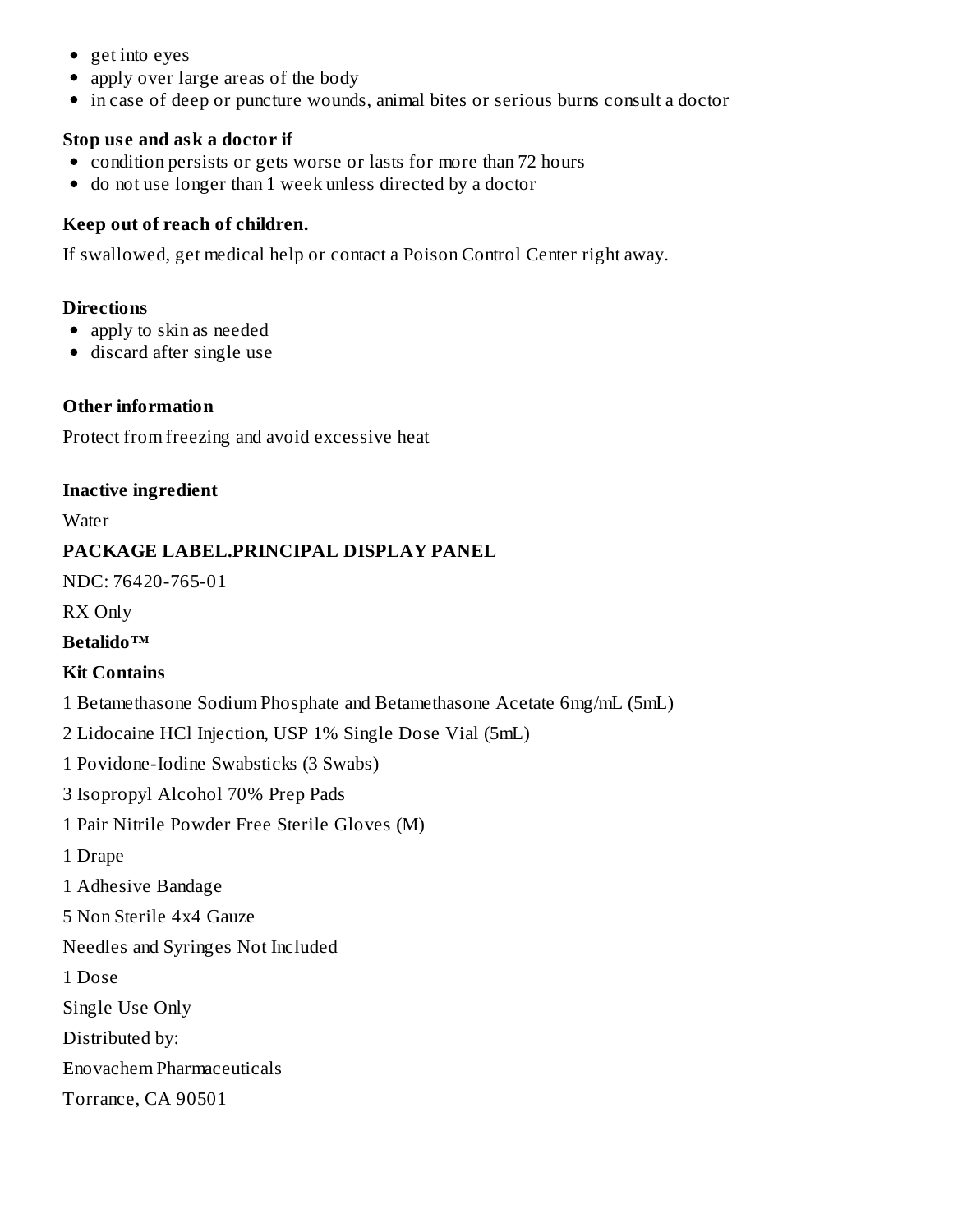- get into eyes
- apply over large areas of the body
- in case of deep or puncture wounds, animal bites or serious burns consult a doctor

**Stop use and ask a doctor if**

- condition persists or gets worse or lasts for more than 72 hours
- do not use longer than 1 week unless directed by a doctor

**Keep out of reach of children.**

If swallowed, get medical help or contact a Poison Control Center right away.

**Directions**

- apply to skin as needed
- discard after single use

**Other information**

Protect from freezing and avoid excessive heat

**Inactive ingredient**

Water

**PACKAGE LABEL.PRINCIPAL DISPLAY PANEL**

NDC: 76420-765-01

RX Only

**Betalido™**

**Kit Contains**

1 Betamethasone Sodium Phosphate and Betamethasone Acetate 6mg/mL (5mL)

2 Lidocaine HCl Injection, USP 1% Single Dose Vial (5mL)

1 Povidone-Iodine Swabsticks (3 Swabs)

3 Isopropyl Alcohol 70% Prep Pads

1 Pair Nitrile Powder Free Sterile Gloves (M)

1 Drape

1 Adhesive Bandage

5 Non Sterile 4x4 Gauze

Needles and Syringes Not Included

1 Dose

Single Use Only

Distributed by:

Enovachem Pharmaceuticals

Torrance, CA 90501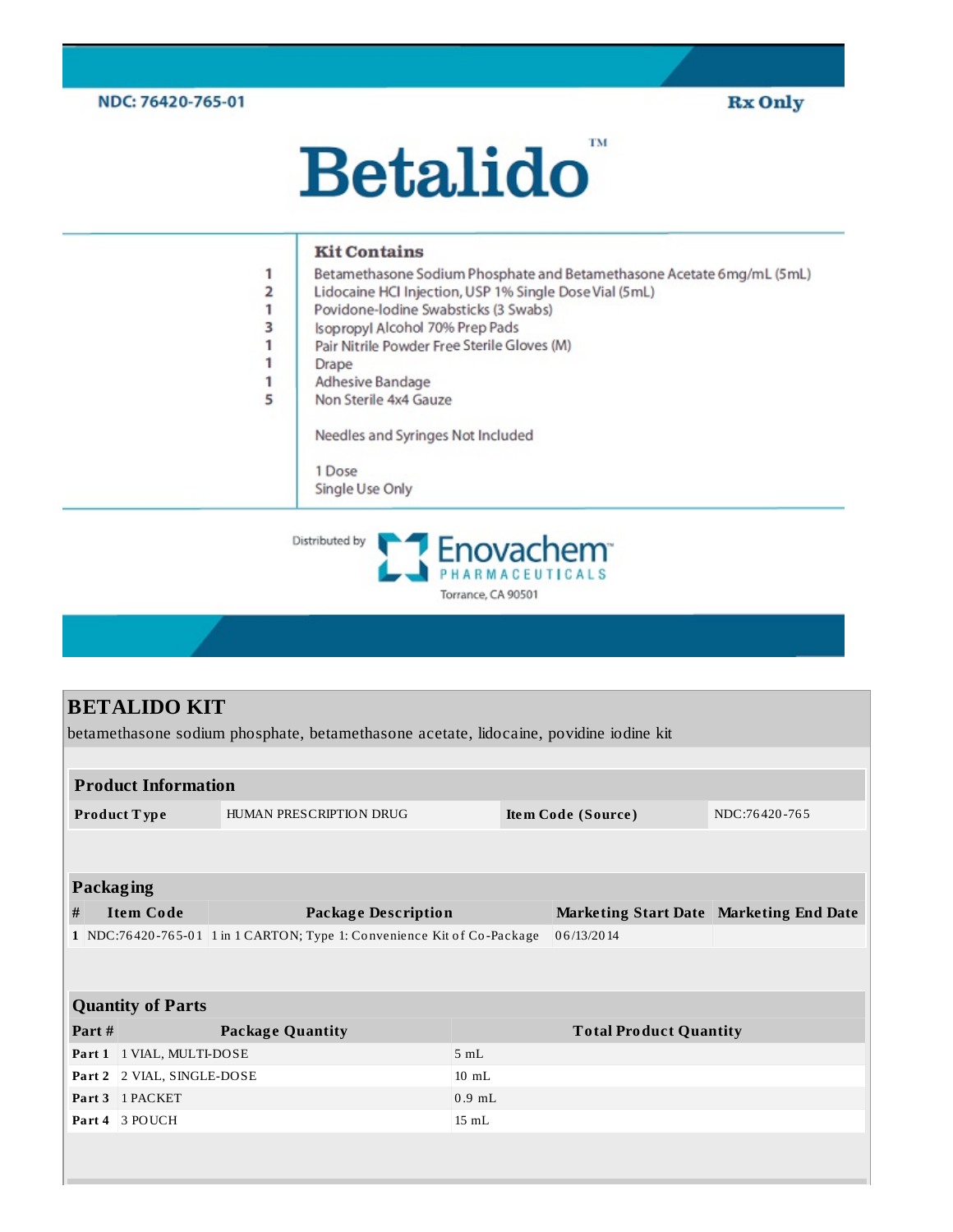NDC: 76420-765-01

Rx Only

# Betalido™

**Kit Contains**

| | |
|---|---|
| 1 | Betamethasone Sodium Phosphate and Betamethasone Acetate 6mg/mL (5mL) |
| 2 | Lidocaine HCl Injection, USP 1% Single Dose Vial (5mL) |
| 1 | Povidone-Iodine Swabsticks (3 Swabs) |
| 3 | Isopropyl Alcohol 70% Prep Pads |
| 1 | Pair Nitrile Powder Free Sterile Gloves (M) |
| 1 | Drape |
| 1 | Adhesive Bandage |
| 5 | Non Sterile 4x4 Gauze |

Needles and Syringes Not Included

1 Dose

Single Use Only

Distributed by Enovachem™ PHARMACEUTICALS

Torrance, CA 90501

## BETALIDO KIT

betamethasone sodium phosphate, betamethasone acetate, lidocaine, povidine iodine kit

| Product Information | | | |
|---|---|---|---|
| **Product Type** | HUMAN PRESCRIPTION DRUG | **Item Code (Source)** | NDC:76420-765 |

| Packaging | | | | |
|---|---|---|---|---|
| **#** | **Item Code** | **Package Description** | **Marketing Start Date** | **Marketing End Date** |
| 1 | NDC:76420-765-01 | 1 in 1 CARTON; Type 1: Convenience Kit of Co-Package | 06/13/2014 | |

| Quantity of Parts | | |
|---|---|---|
| **Part #** | **Package Quantity** | **Total Product Quantity** |
| **Part 1** | 1 VIAL, MULTI-DOSE | 5 mL |
| **Part 2** | 2 VIAL, SINGLE-DOSE | 10 mL |
| **Part 3** | 1 PACKET | 0.9 mL |
| **Part 4** | 3 POUCH | 15 mL |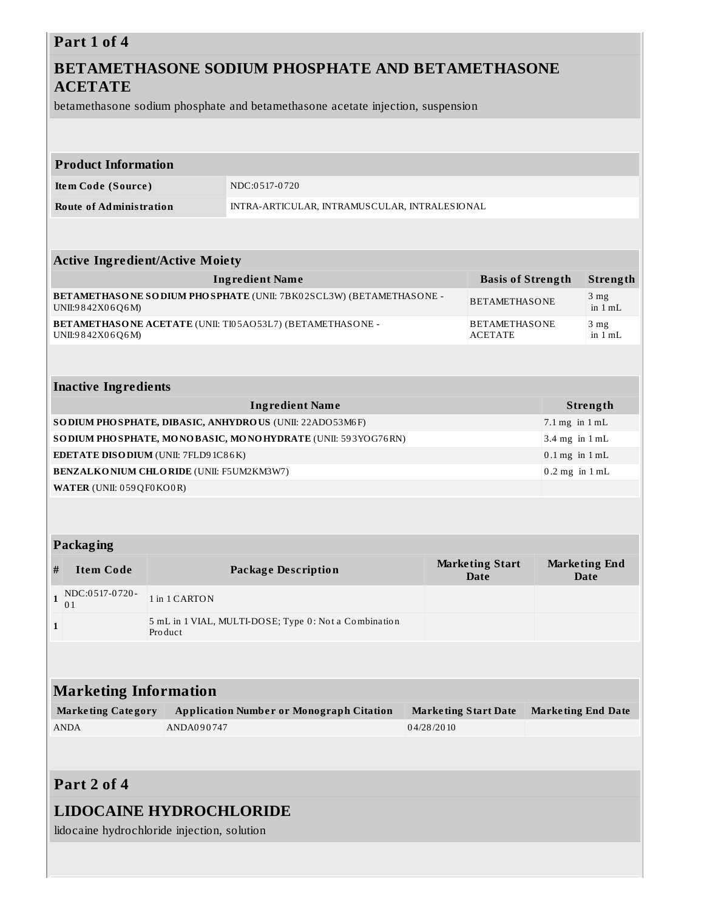## Part 1 of 4

## BETAMETHASONE SODIUM PHOSPHATE AND BETAMETHASONE ACETATE

betamethasone sodium phosphate and betamethasone acetate injection, suspension

| Product Information | |
|---|---|
| **Item Code (Source)** | NDC:0517-0720 |
| **Route of Administration** | INTRA-ARTICULAR, INTRAMUSCULAR, INTRALESIONAL |

| Active Ingredient/Active Moiety | | |
|---|---|---|
| **Ingredient Name** | **Basis of Strength** | **Strength** |
| **BETAMETHASONE SODIUM PHOSPHATE** (UNII: 7BK02SCL3W) (BETAMETHASONE - UNII:9842X06Q6M) | BETAMETHASONE | 3 mg in 1 mL |
| **BETAMETHASONE ACETATE** (UNII: TI05AO53L7) (BETAMETHASONE - UNII:9842X06Q6M) | BETAMETHASONE ACETATE | 3 mg in 1 mL |

| Inactive Ingredients | |
|---|---|
| **Ingredient Name** | **Strength** |
| **SODIUM PHOSPHATE, DIBASIC, ANHYDROUS** (UNII: 22ADO53M6F) | 7.1 mg in 1 mL |
| **SODIUM PHOSPHATE, MONOBASIC, MONOHYDRATE** (UNII: 593YOG76RN) | 3.4 mg in 1 mL |
| **EDETATE DISODIUM** (UNII: 7FLD91C86K) | 0.1 mg in 1 mL |
| **BENZALKONIUM CHLORIDE** (UNII: F5UM2KM3W7) | 0.2 mg in 1 mL |
| **WATER** (UNII: 059QF0KO0R) | |

| Packaging | | | | |
|---|---|---|---|---|
| **#** | **Item Code** | **Package Description** | **Marketing Start Date** | **Marketing End Date** |
| 1 | NDC:0517-0720-01 | 1 in 1 CARTON | | |
| 1 | | 5 mL in 1 VIAL, MULTI-DOSE; Type 0: Not a Combination Product | | |

| Marketing Information | | | |
|---|---|---|---|
| **Marketing Category** | **Application Number or Monograph Citation** | **Marketing Start Date** | **Marketing End Date** |
| ANDA | ANDA090747 | 04/28/2010 | |

## Part 2 of 4

## LIDOCAINE HYDROCHLORIDE

lidocaine hydrochloride injection, solution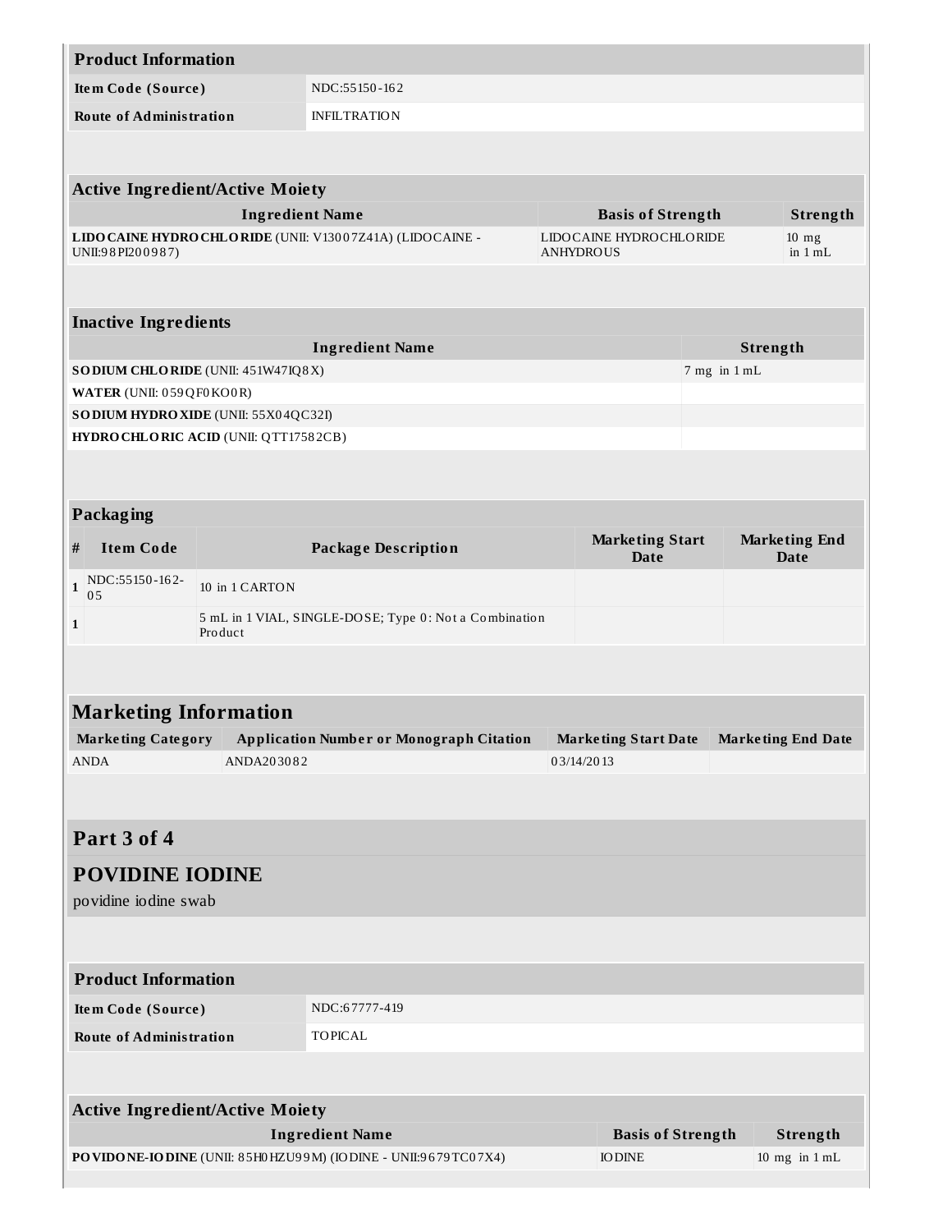| Product Information | |
|---|---|
| Item Code (Source) | NDC:55150-162 |
| Route of Administration | INFILTRATION |

| Active Ingredient/Active Moiety | | |
|---|---|---|
| Ingredient Name | Basis of Strength | Strength |
| **LIDOCAINE HYDROCHLORIDE** (UNII: V13007Z41A) (LIDOCAINE - UNII:98PI200987) | LIDOCAINE HYDROCHLORIDE ANHYDROUS | 10 mg in 1 mL |

| Inactive Ingredients | |
|---|---|
| Ingredient Name | Strength |
| **SODIUM CHLORIDE** (UNII: 451W47IQ8X) | 7 mg in 1 mL |
| **WATER** (UNII: 059QF0KO0R) | |
| **SODIUM HYDROXIDE** (UNII: 55X04QC32I) | |
| **HYDROCHLORIC ACID** (UNII: QTT17582CB) | |

| Packaging | | | | |
|---|---|---|---|---|
| # | Item Code | Package Description | Marketing Start Date | Marketing End Date |
| 1 | NDC:55150-162-05 | 10 in 1 CARTON | | |
| 1 | | 5 mL in 1 VIAL, SINGLE-DOSE; Type 0: Not a Combination Product | | |

| Marketing Information | | | |
|---|---|---|---|
| Marketing Category | Application Number or Monograph Citation | Marketing Start Date | Marketing End Date |
| ANDA | ANDA203082 | 03/14/2013 | |

## Part 3 of 4

## POVIDINE IODINE

povidine iodine swab

| Product Information | |
|---|---|
| Item Code (Source) | NDC:67777-419 |
| Route of Administration | TOPICAL |

| Active Ingredient/Active Moiety | | |
|---|---|---|
| Ingredient Name | Basis of Strength | Strength |
| **POVIDONE-IODINE** (UNII: 85H0HZU99M) (IODINE - UNII:9679TC07X4) | IODINE | 10 mg in 1 mL |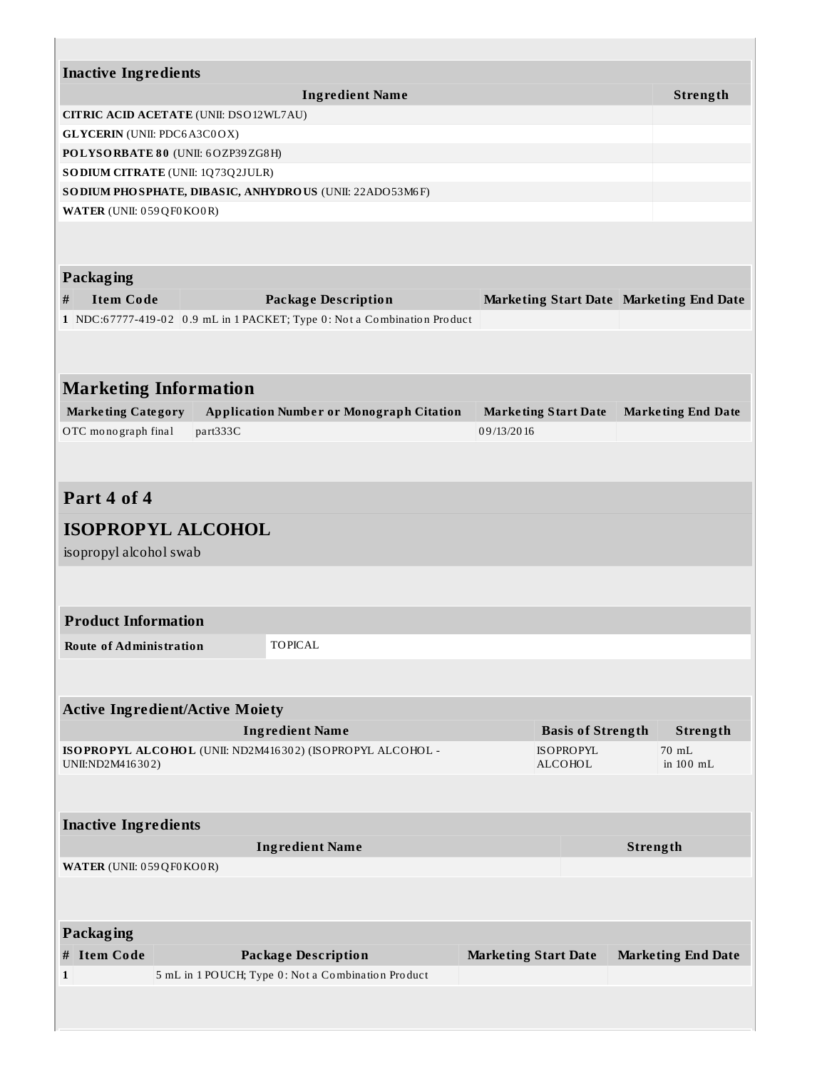### Inactive Ingredients

| Ingredient Name | Strength |
|---|---|
| **CITRIC ACID ACETATE** (UNII: DSO12WL7AU) | |
| **GLYCERIN** (UNII: PDC6A3C0OX) | |
| **POLYSORBATE 80** (UNII: 6OZP39ZG8H) | |
| **SODIUM CITRATE** (UNII: 1Q73Q2JULR) | |
| **SODIUM PHOSPHATE, DIBASIC, ANHYDROUS** (UNII: 22ADO53M6F) | |
| **WATER** (UNII: 059QF0KO0R) | |

### Packaging

| # | Item Code | Package Description | Marketing Start Date | Marketing End Date |
|---|---|---|---|---|
| 1 | NDC:67777-419-02 | 0.9 mL in 1 PACKET; Type 0: Not a Combination Product | | |

## Marketing Information

| Marketing Category | Application Number or Monograph Citation | Marketing Start Date | Marketing End Date |
|---|---|---|---|
| OTC monograph final | part333C | 09/13/2016 | |

## Part 4 of 4

## ISOPROPYL ALCOHOL

isopropyl alcohol swab

### Product Information

| Route of Administration | TOPICAL |
|---|---|

### Active Ingredient/Active Moiety

| Ingredient Name | Basis of Strength | Strength |
|---|---|---|
| **ISOPROPYL ALCOHOL** (UNII: ND2M416302) (ISOPROPYL ALCOHOL - UNII:ND2M416302) | ISOPROPYL ALCOHOL | 70 mL in 100 mL |

### Inactive Ingredients

| Ingredient Name | Strength |
|---|---|
| **WATER** (UNII: 059QF0KO0R) | |

### Packaging

| # | Item Code | Package Description | Marketing Start Date | Marketing End Date |
|---|---|---|---|---|
| 1 | | 5 mL in 1 POUCH; Type 0: Not a Combination Product | | |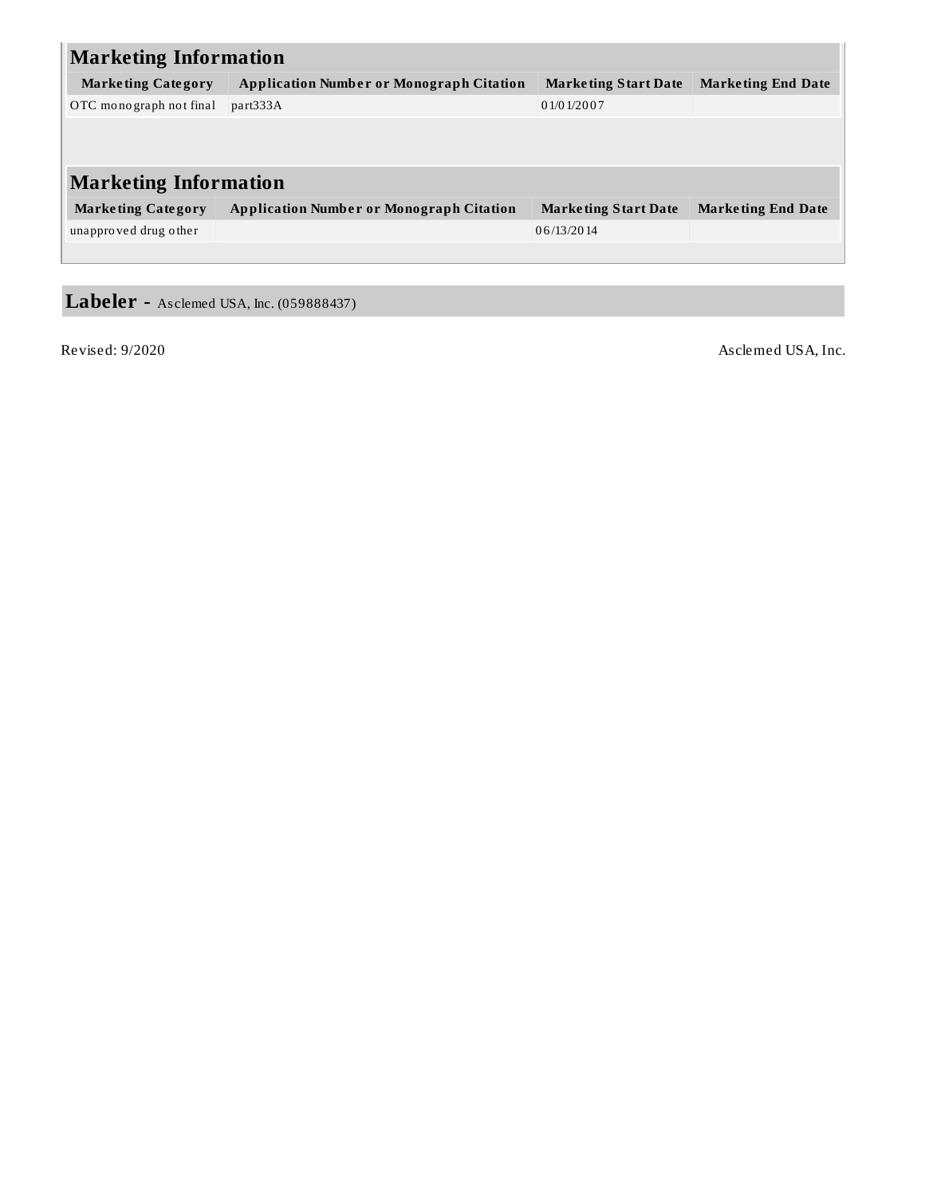## Marketing Information

| Marketing Category | Application Number or Monograph Citation | Marketing Start Date | Marketing End Date |
|---|---|---|---|
| OTC monograph not final | part333A | 01/01/2007 | |

## Marketing Information

| Marketing Category | Application Number or Monograph Citation | Marketing Start Date | Marketing End Date |
|---|---|---|---|
| unapproved drug other | | 06/13/2014 | |

**Labeler -** Asclemed USA, Inc. (059888437)

Revised: 9/2020

Asclemed USA, Inc.